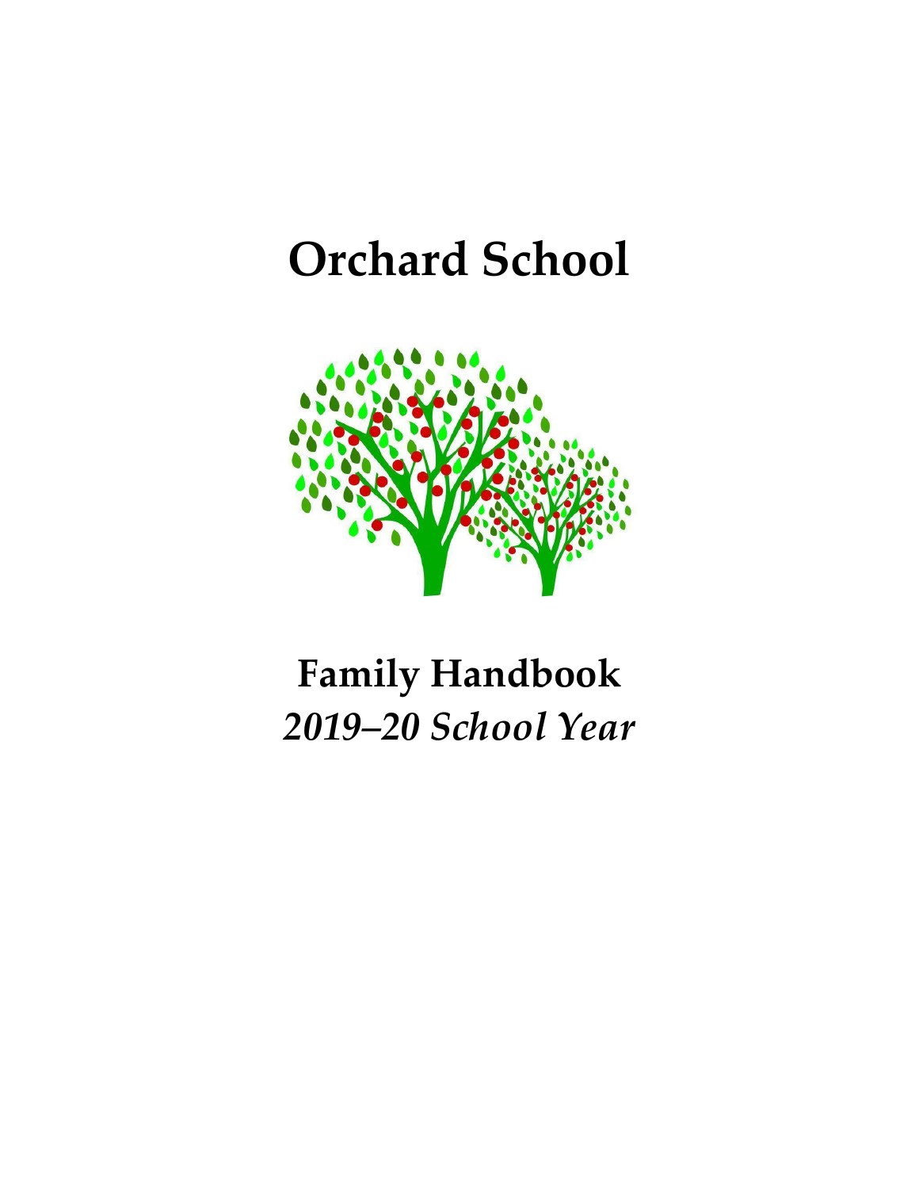# Orchard School

## Family Handbook

### *2019–20 School Year*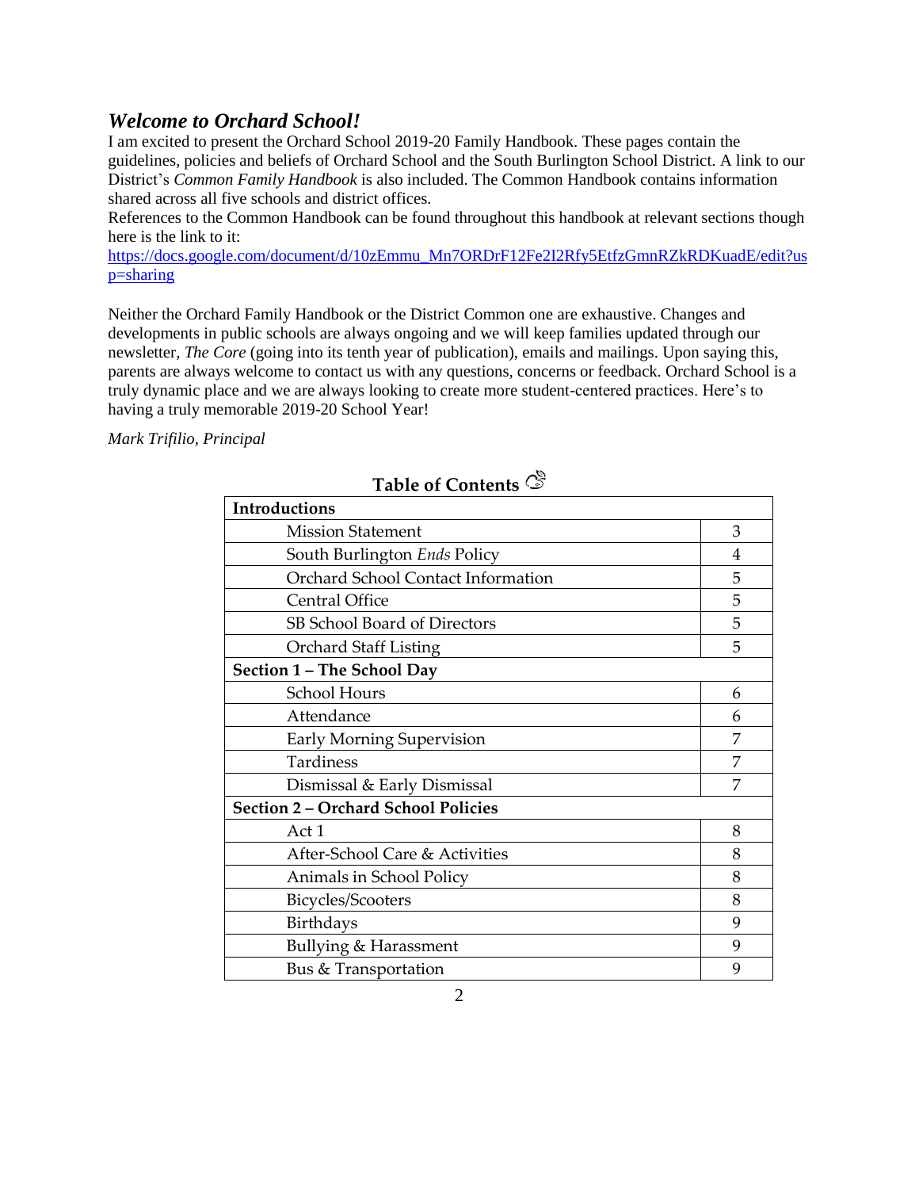## *Welcome to Orchard School!*

I am excited to present the Orchard School 2019-20 Family Handbook. These pages contain the guidelines, policies and beliefs of Orchard School and the South Burlington School District. A link to our District's *Common Family Handbook* is also included. The Common Handbook contains information shared across all five schools and district offices.

References to the Common Handbook can be found throughout this handbook at relevant sections though here is the link to it:

https://docs.google.com/document/d/10zEmmu_Mn7ORDrF12Fe2I2Rfy5EtfzGmnRZkRDKuadE/edit?usp=sharing

Neither the Orchard Family Handbook or the District Common one are exhaustive. Changes and developments in public schools are always ongoing and we will keep families updated through our newsletter, *The Core* (going into its tenth year of publication), emails and mailings. Upon saying this, parents are always welcome to contact us with any questions, concerns or feedback. Orchard School is a truly dynamic place and we are always looking to create more student-centered practices. Here's to having a truly memorable 2019-20 School Year!

*Mark Trifilio, Principal*

### Table of Contents

| **Introductions** | |
|---|---|
| Mission Statement | 3 |
| South Burlington *Ends* Policy | 4 |
| Orchard School Contact Information | 5 |
| Central Office | 5 |
| SB School Board of Directors | 5 |
| Orchard Staff Listing | 5 |
| **Section 1 – The School Day** | |
| School Hours | 6 |
| Attendance | 6 |
| Early Morning Supervision | 7 |
| Tardiness | 7 |
| Dismissal & Early Dismissal | 7 |
| **Section 2 – Orchard School Policies** | |
| Act 1 | 8 |
| After-School Care & Activities | 8 |
| Animals in School Policy | 8 |
| Bicycles/Scooters | 8 |
| Birthdays | 9 |
| Bullying & Harassment | 9 |
| Bus & Transportation | 9 |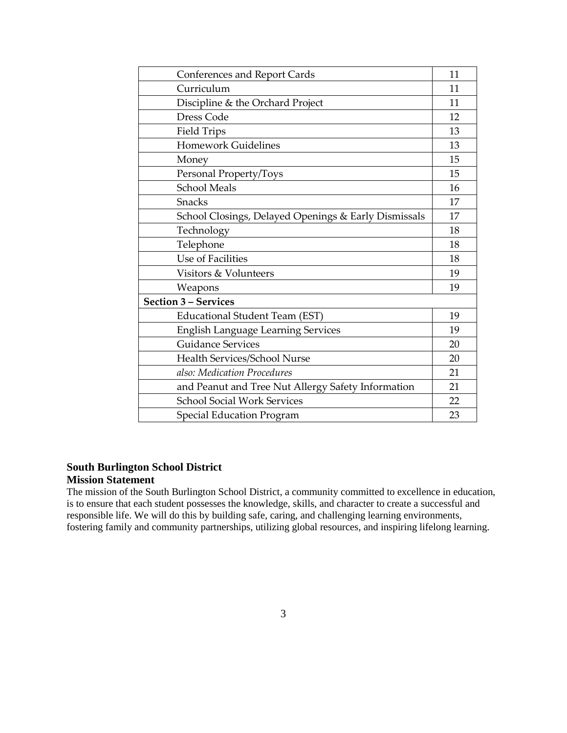| | |
|---|---|
| Conferences and Report Cards | 11 |
| Curriculum | 11 |
| Discipline & the Orchard Project | 11 |
| Dress Code | 12 |
| Field Trips | 13 |
| Homework Guidelines | 13 |
| Money | 15 |
| Personal Property/Toys | 15 |
| School Meals | 16 |
| Snacks | 17 |
| School Closings, Delayed Openings & Early Dismissals | 17 |
| Technology | 18 |
| Telephone | 18 |
| Use of Facilities | 18 |
| Visitors & Volunteers | 19 |
| Weapons | 19 |
| **Section 3 – Services** | |
| Educational Student Team (EST) | 19 |
| English Language Learning Services | 19 |
| Guidance Services | 20 |
| Health Services/School Nurse | 20 |
| *also: Medication Procedures* | 21 |
| and Peanut and Tree Nut Allergy Safety Information | 21 |
| School Social Work Services | 22 |
| Special Education Program | 23 |

## South Burlington School District
## Mission Statement

The mission of the South Burlington School District, a community committed to excellence in education, is to ensure that each student possesses the knowledge, skills, and character to create a successful and responsible life. We will do this by building safe, caring, and challenging learning environments, fostering family and community partnerships, utilizing global resources, and inspiring lifelong learning.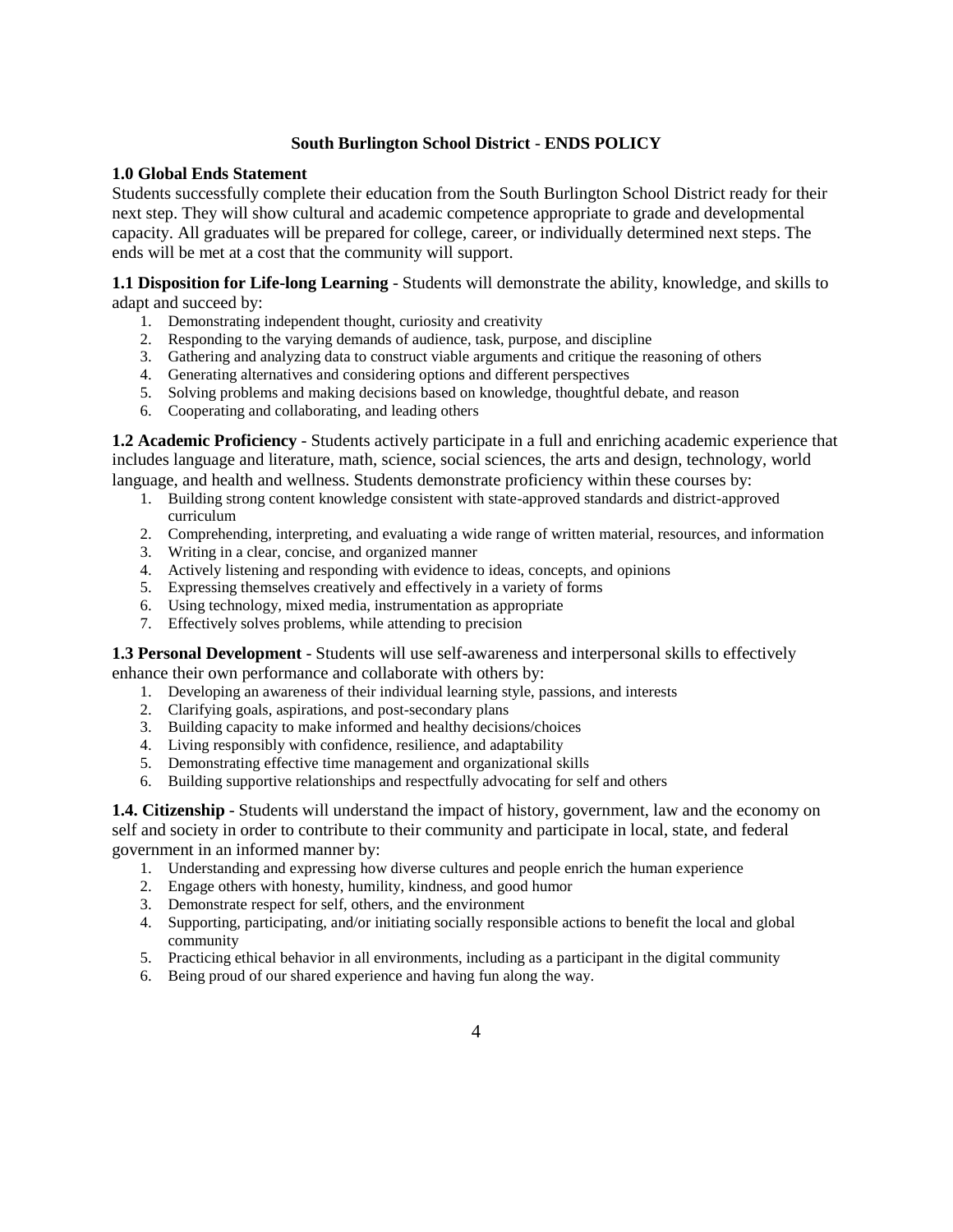## South Burlington School District - ENDS POLICY

**1.0 Global Ends Statement**

Students successfully complete their education from the South Burlington School District ready for their next step. They will show cultural and academic competence appropriate to grade and developmental capacity. All graduates will be prepared for college, career, or individually determined next steps. The ends will be met at a cost that the community will support.

**1.1 Disposition for Life-long Learning** - Students will demonstrate the ability, knowledge, and skills to adapt and succeed by:

1. Demonstrating independent thought, curiosity and creativity
2. Responding to the varying demands of audience, task, purpose, and discipline
3. Gathering and analyzing data to construct viable arguments and critique the reasoning of others
4. Generating alternatives and considering options and different perspectives
5. Solving problems and making decisions based on knowledge, thoughtful debate, and reason
6. Cooperating and collaborating, and leading others

**1.2 Academic Proficiency** - Students actively participate in a full and enriching academic experience that includes language and literature, math, science, social sciences, the arts and design, technology, world language, and health and wellness. Students demonstrate proficiency within these courses by:

1. Building strong content knowledge consistent with state-approved standards and district-approved curriculum
2. Comprehending, interpreting, and evaluating a wide range of written material, resources, and information
3. Writing in a clear, concise, and organized manner
4. Actively listening and responding with evidence to ideas, concepts, and opinions
5. Expressing themselves creatively and effectively in a variety of forms
6. Using technology, mixed media, instrumentation as appropriate
7. Effectively solves problems, while attending to precision

**1.3 Personal Development** - Students will use self-awareness and interpersonal skills to effectively enhance their own performance and collaborate with others by:

1. Developing an awareness of their individual learning style, passions, and interests
2. Clarifying goals, aspirations, and post-secondary plans
3. Building capacity to make informed and healthy decisions/choices
4. Living responsibly with confidence, resilience, and adaptability
5. Demonstrating effective time management and organizational skills
6. Building supportive relationships and respectfully advocating for self and others

**1.4. Citizenship** - Students will understand the impact of history, government, law and the economy on self and society in order to contribute to their community and participate in local, state, and federal government in an informed manner by:

1. Understanding and expressing how diverse cultures and people enrich the human experience
2. Engage others with honesty, humility, kindness, and good humor
3. Demonstrate respect for self, others, and the environment
4. Supporting, participating, and/or initiating socially responsible actions to benefit the local and global community
5. Practicing ethical behavior in all environments, including as a participant in the digital community
6. Being proud of our shared experience and having fun along the way.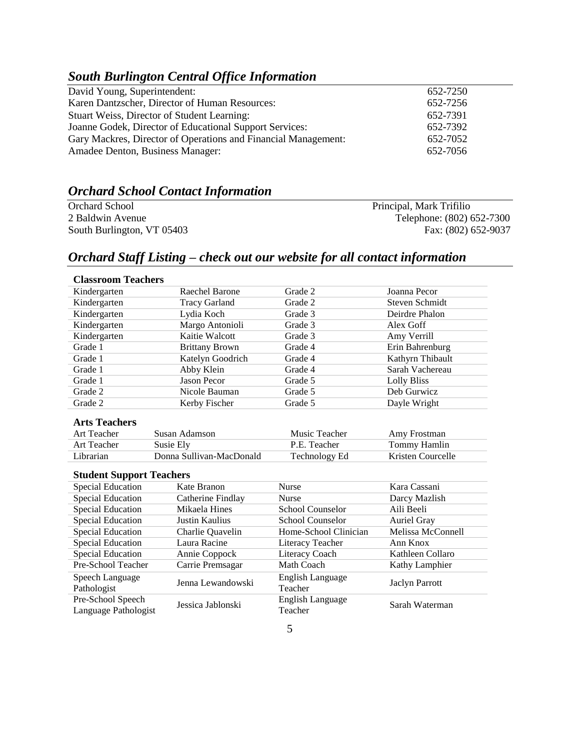## *South Burlington Central Office Information*

| | |
|---|---|
| David Young, Superintendent: | 652-7250 |
| Karen Dantzscher, Director of Human Resources: | 652-7256 |
| Stuart Weiss, Director of Student Learning: | 652-7391 |
| Joanne Godek, Director of Educational Support Services: | 652-7392 |
| Gary Mackres, Director of Operations and Financial Management: | 652-7052 |
| Amadee Denton, Business Manager: | 652-7056 |

## *Orchard School Contact Information*

Orchard School
2 Baldwin Avenue
South Burlington, VT 05403

Principal, Mark Trifilio
Telephone: (802) 652-7300
Fax: (802) 652-9037

## *Orchard Staff Listing – check out our website for all contact information*

**Classroom Teachers**

| | | | |
|---|---|---|---|
| Kindergarten | Raechel Barone | Grade 2 | Joanna Pecor |
| Kindergarten | Tracy Garland | Grade 2 | Steven Schmidt |
| Kindergarten | Lydia Koch | Grade 3 | Deirdre Phalon |
| Kindergarten | Margo Antonioli | Grade 3 | Alex Goff |
| Kindergarten | Kaitie Walcott | Grade 3 | Amy Verrill |
| Grade 1 | Brittany Brown | Grade 4 | Erin Bahrenburg |
| Grade 1 | Katelyn Goodrich | Grade 4 | Kathyrn Thibault |
| Grade 1 | Abby Klein | Grade 4 | Sarah Vachereau |
| Grade 1 | Jason Pecor | Grade 5 | Lolly Bliss |
| Grade 2 | Nicole Bauman | Grade 5 | Deb Gurwicz |
| Grade 2 | Kerby Fischer | Grade 5 | Dayle Wright |

**Arts Teachers**

| | | | |
|---|---|---|---|
| Art Teacher | Susan Adamson | Music Teacher | Amy Frostman |
| Art Teacher | Susie Ely | P.E. Teacher | Tommy Hamlin |
| Librarian | Donna Sullivan-MacDonald | Technology Ed | Kristen Courcelle |

**Student Support Teachers**

| | | | |
|---|---|---|---|
| Special Education | Kate Branon | Nurse | Kara Cassani |
| Special Education | Catherine Findlay | Nurse | Darcy Mazlish |
| Special Education | Mikaela Hines | School Counselor | Aili Beeli |
| Special Education | Justin Kaulius | School Counselor | Auriel Gray |
| Special Education | Charlie Quavelin | Home-School Clinician | Melissa McConnell |
| Special Education | Laura Racine | Literacy Teacher | Ann Knox |
| Special Education | Annie Coppock | Literacy Coach | Kathleen Collaro |
| Pre-School Teacher | Carrie Premsagar | Math Coach | Kathy Lamphier |
| Speech Language Pathologist | Jenna Lewandowski | English Language Teacher | Jaclyn Parrott |
| Pre-School Speech Language Pathologist | Jessica Jablonski | English Language Teacher | Sarah Waterman |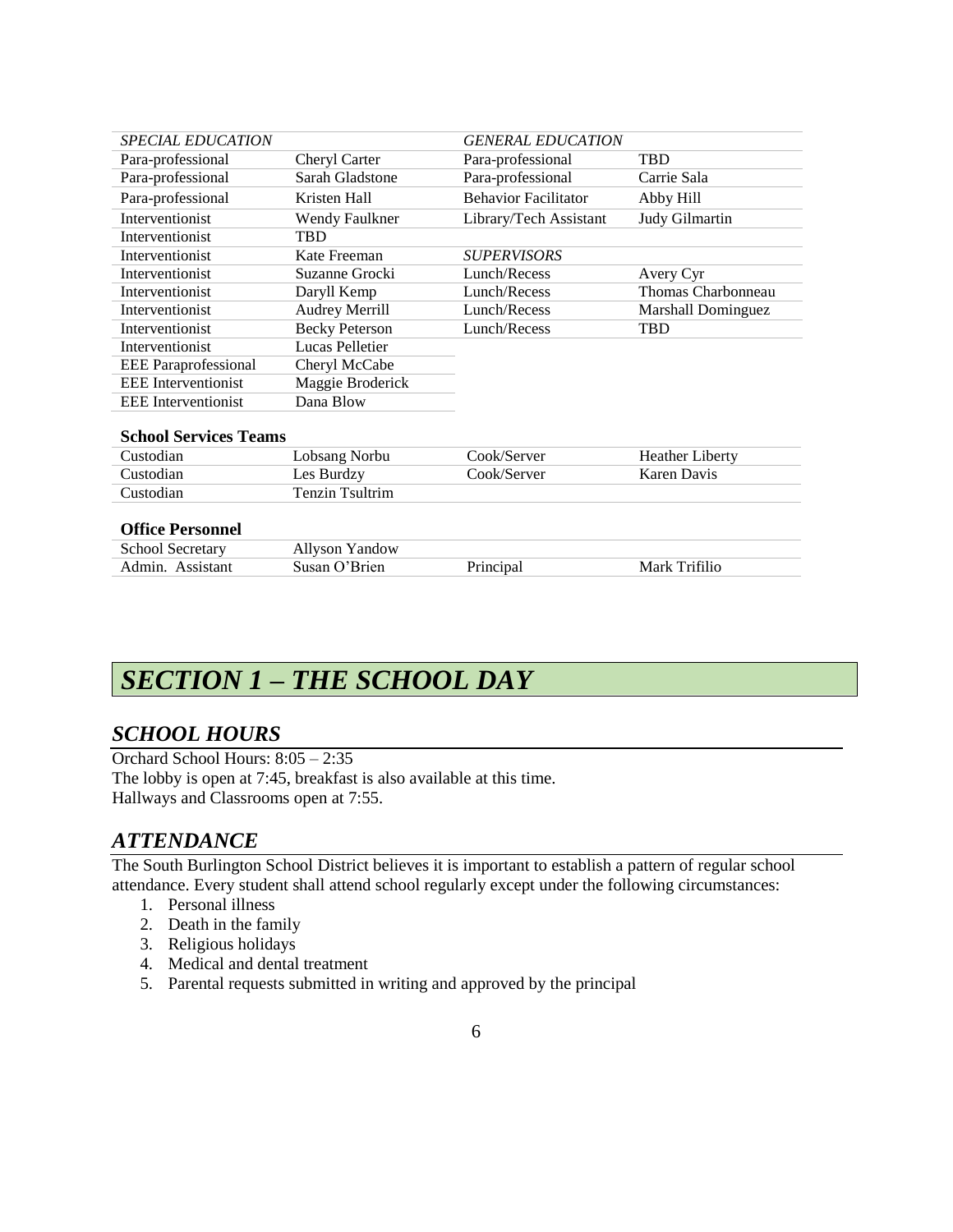| *SPECIAL EDUCATION* | | *GENERAL EDUCATION* | |
|---|---|---|---|
| Para-professional | Cheryl Carter | Para-professional | TBD |
| Para-professional | Sarah Gladstone | Para-professional | Carrie Sala |
| Para-professional | Kristen Hall | Behavior Facilitator | Abby Hill |
| Interventionist | Wendy Faulkner | Library/Tech Assistant | Judy Gilmartin |
| Interventionist | TBD | | |
| Interventionist | Kate Freeman | *SUPERVISORS* | |
| Interventionist | Suzanne Grocki | Lunch/Recess | Avery Cyr |
| Interventionist | Daryll Kemp | Lunch/Recess | Thomas Charbonneau |
| Interventionist | Audrey Merrill | Lunch/Recess | Marshall Dominguez |
| Interventionist | Becky Peterson | Lunch/Recess | TBD |
| Interventionist | Lucas Pelletier | | |
| EEE Paraprofessional | Cheryl McCabe | | |
| EEE Interventionist | Maggie Broderick | | |
| EEE Interventionist | Dana Blow | | |

**School Services Teams**

| | | | |
|---|---|---|---|
| Custodian | Lobsang Norbu | Cook/Server | Heather Liberty |
| Custodian | Les Burdzy | Cook/Server | Karen Davis |
| Custodian | Tenzin Tsultrim | | |

**Office Personnel**

| | | | |
|---|---|---|---|
| School Secretary | Allyson Yandow | | |
| Admin. Assistant | Susan O'Brien | Principal | Mark Trifilio |

# *SECTION 1 – THE SCHOOL DAY*

## *SCHOOL HOURS*

Orchard School Hours: 8:05 – 2:35
The lobby is open at 7:45, breakfast is also available at this time.
Hallways and Classrooms open at 7:55.

## *ATTENDANCE*

The South Burlington School District believes it is important to establish a pattern of regular school attendance. Every student shall attend school regularly except under the following circumstances:

1. Personal illness
2. Death in the family
3. Religious holidays
4. Medical and dental treatment
5. Parental requests submitted in writing and approved by the principal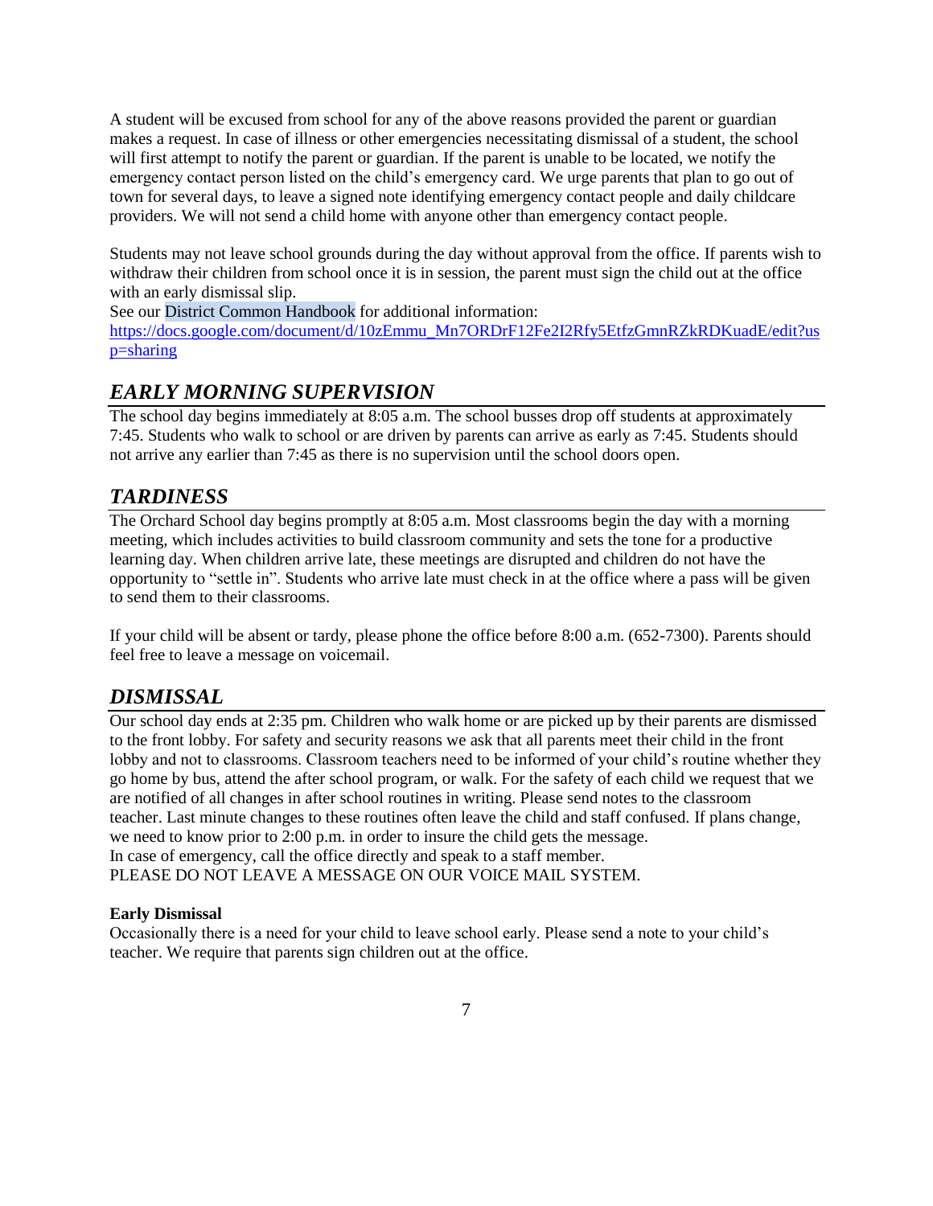A student will be excused from school for any of the above reasons provided the parent or guardian makes a request. In case of illness or other emergencies necessitating dismissal of a student, the school will first attempt to notify the parent or guardian. If the parent is unable to be located, we notify the emergency contact person listed on the child's emergency card. We urge parents that plan to go out of town for several days, to leave a signed note identifying emergency contact people and daily childcare providers. We will not send a child home with anyone other than emergency contact people.

Students may not leave school grounds during the day without approval from the office. If parents wish to withdraw their children from school once it is in session, the parent must sign the child out at the office with an early dismissal slip.
See our District Common Handbook for additional information:
https://docs.google.com/document/d/10zEmmu_Mn7ORDrF12Fe2I2Rfy5EtfzGmnRZkRDKuadE/edit?usp=sharing

## *EARLY MORNING SUPERVISION*

The school day begins immediately at 8:05 a.m. The school busses drop off students at approximately 7:45. Students who walk to school or are driven by parents can arrive as early as 7:45. Students should not arrive any earlier than 7:45 as there is no supervision until the school doors open.

## *TARDINESS*

The Orchard School day begins promptly at 8:05 a.m. Most classrooms begin the day with a morning meeting, which includes activities to build classroom community and sets the tone for a productive learning day. When children arrive late, these meetings are disrupted and children do not have the opportunity to "settle in". Students who arrive late must check in at the office where a pass will be given to send them to their classrooms.

If your child will be absent or tardy, please phone the office before 8:00 a.m. (652-7300). Parents should feel free to leave a message on voicemail.

## *DISMISSAL*

Our school day ends at 2:35 pm. Children who walk home or are picked up by their parents are dismissed to the front lobby. For safety and security reasons we ask that all parents meet their child in the front lobby and not to classrooms. Classroom teachers need to be informed of your child's routine whether they go home by bus, attend the after school program, or walk. For the safety of each child we request that we are notified of all changes in after school routines in writing. Please send notes to the classroom teacher. Last minute changes to these routines often leave the child and staff confused. If plans change, we need to know prior to 2:00 p.m. in order to insure the child gets the message.
In case of emergency, call the office directly and speak to a staff member.
PLEASE DO NOT LEAVE A MESSAGE ON OUR VOICE MAIL SYSTEM.

**Early Dismissal**

Occasionally there is a need for your child to leave school early. Please send a note to your child's teacher. We require that parents sign children out at the office.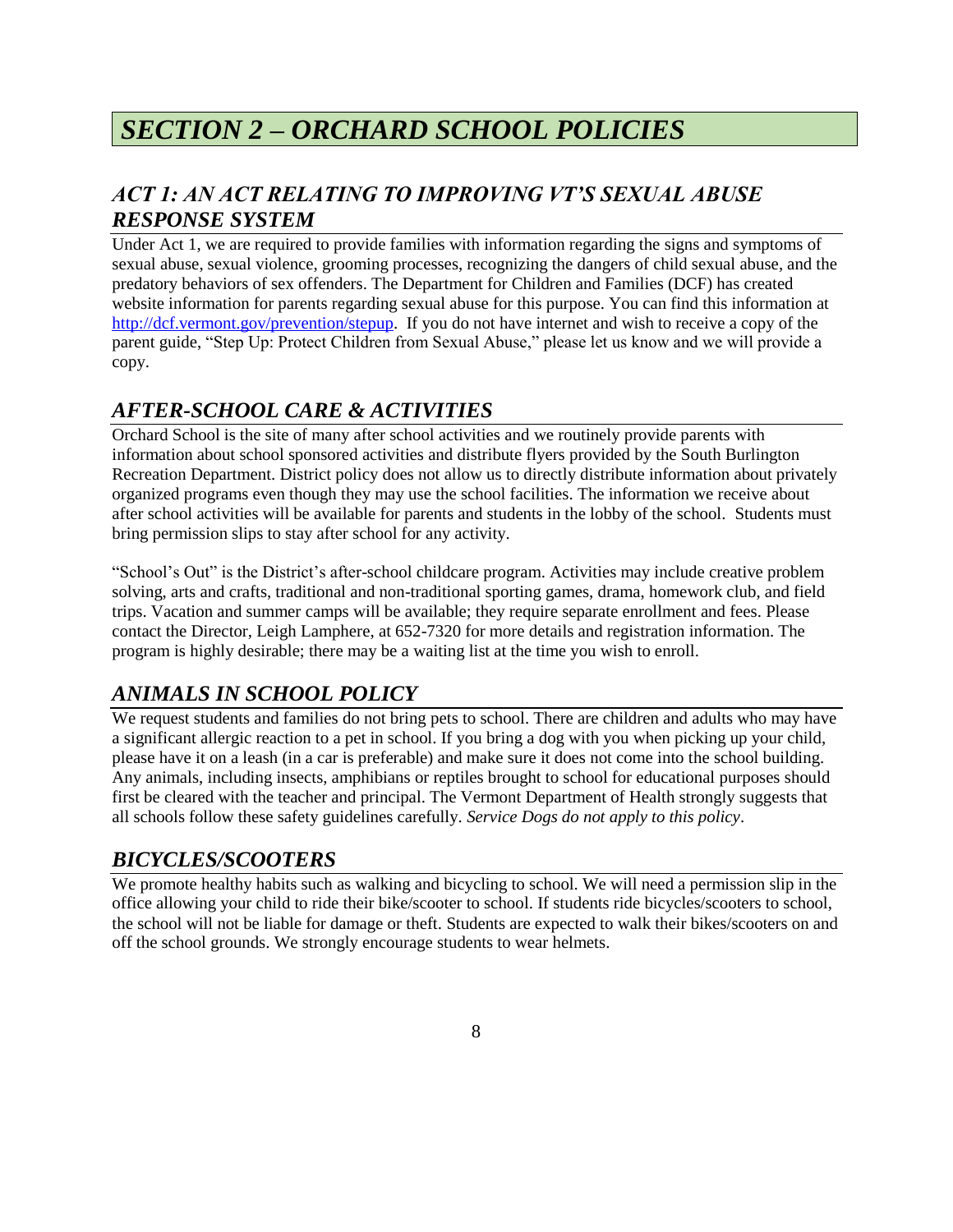# *SECTION 2 – ORCHARD SCHOOL POLICIES*

## *ACT 1: AN ACT RELATING TO IMPROVING VT'S SEXUAL ABUSE RESPONSE SYSTEM*

Under Act 1, we are required to provide families with information regarding the signs and symptoms of sexual abuse, sexual violence, grooming processes, recognizing the dangers of child sexual abuse, and the predatory behaviors of sex offenders. The Department for Children and Families (DCF) has created website information for parents regarding sexual abuse for this purpose. You can find this information at [http://dcf.vermont.gov/prevention/stepup](http://dcf.vermont.gov/prevention/stepup). If you do not have internet and wish to receive a copy of the parent guide, "Step Up: Protect Children from Sexual Abuse," please let us know and we will provide a copy.

## *AFTER-SCHOOL CARE & ACTIVITIES*

Orchard School is the site of many after school activities and we routinely provide parents with information about school sponsored activities and distribute flyers provided by the South Burlington Recreation Department. District policy does not allow us to directly distribute information about privately organized programs even though they may use the school facilities. The information we receive about after school activities will be available for parents and students in the lobby of the school. Students must bring permission slips to stay after school for any activity.

"School's Out" is the District's after-school childcare program. Activities may include creative problem solving, arts and crafts, traditional and non-traditional sporting games, drama, homework club, and field trips. Vacation and summer camps will be available; they require separate enrollment and fees. Please contact the Director, Leigh Lamphere, at 652-7320 for more details and registration information. The program is highly desirable; there may be a waiting list at the time you wish to enroll.

## *ANIMALS IN SCHOOL POLICY*

We request students and families do not bring pets to school. There are children and adults who may have a significant allergic reaction to a pet in school. If you bring a dog with you when picking up your child, please have it on a leash (in a car is preferable) and make sure it does not come into the school building. Any animals, including insects, amphibians or reptiles brought to school for educational purposes should first be cleared with the teacher and principal. The Vermont Department of Health strongly suggests that all schools follow these safety guidelines carefully. *Service Dogs do not apply to this policy*.

## *BICYCLES/SCOOTERS*

We promote healthy habits such as walking and bicycling to school. We will need a permission slip in the office allowing your child to ride their bike/scooter to school. If students ride bicycles/scooters to school, the school will not be liable for damage or theft. Students are expected to walk their bikes/scooters on and off the school grounds. We strongly encourage students to wear helmets.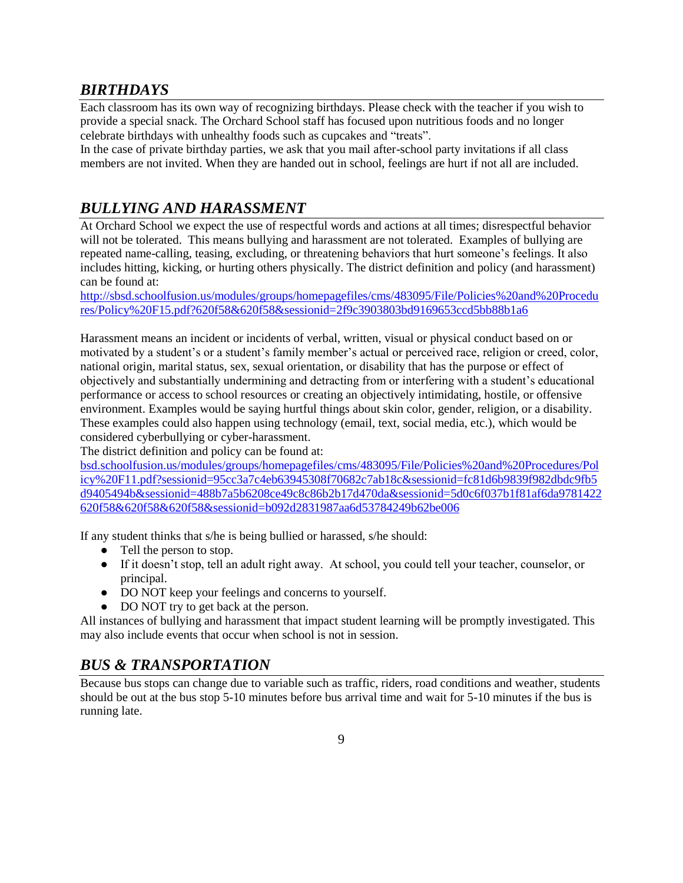## *BIRTHDAYS*

Each classroom has its own way of recognizing birthdays. Please check with the teacher if you wish to provide a special snack. The Orchard School staff has focused upon nutritious foods and no longer celebrate birthdays with unhealthy foods such as cupcakes and "treats".

In the case of private birthday parties, we ask that you mail after-school party invitations if all class members are not invited. When they are handed out in school, feelings are hurt if not all are included.

## *BULLYING AND HARASSMENT*

At Orchard School we expect the use of respectful words and actions at all times; disrespectful behavior will not be tolerated. This means bullying and harassment are not tolerated. Examples of bullying are repeated name-calling, teasing, excluding, or threatening behaviors that hurt someone's feelings. It also includes hitting, kicking, or hurting others physically. The district definition and policy (and harassment) can be found at:

[http://sbsd.schoolfusion.us/modules/groups/homepagefiles/cms/483095/File/Policies%20and%20Procedures/Policy%20F15.pdf?620f58&620f58&sessionid=2f9c3903803bd9169653ccd5bb88b1a6](http://sbsd.schoolfusion.us/modules/groups/homepagefiles/cms/483095/File/Policies%20and%20Procedures/Policy%20F15.pdf?620f58&620f58&sessionid=2f9c3903803bd9169653ccd5bb88b1a6)

Harassment means an incident or incidents of verbal, written, visual or physical conduct based on or motivated by a student's or a student's family member's actual or perceived race, religion or creed, color, national origin, marital status, sex, sexual orientation, or disability that has the purpose or effect of objectively and substantially undermining and detracting from or interfering with a student's educational performance or access to school resources or creating an objectively intimidating, hostile, or offensive environment. Examples would be saying hurtful things about skin color, gender, religion, or a disability. These examples could also happen using technology (email, text, social media, etc.), which would be considered cyberbullying or cyber-harassment.

The district definition and policy can be found at:

[bsd.schoolfusion.us/modules/groups/homepagefiles/cms/483095/File/Policies%20and%20Procedures/Policy%20F11.pdf?sessionid=95cc3a7c4eb63945308f70682c7ab18c&sessionid=fc81d6b9839f982dbdc9fb5d9405494b&sessionid=488b7a5b6208ce49c8c86b2b17d470da&sessionid=5d0c6f037b1f81af6da9781422620f58&620f58&620f58&sessionid=b092d2831987aa6d53784249b62be006](bsd.schoolfusion.us/modules/groups/homepagefiles/cms/483095/File/Policies%20and%20Procedures/Policy%20F11.pdf?sessionid=95cc3a7c4eb63945308f70682c7ab18c&sessionid=fc81d6b9839f982dbdc9fb5d9405494b&sessionid=488b7a5b6208ce49c8c86b2b17d470da&sessionid=5d0c6f037b1f81af6da9781422620f58&620f58&620f58&sessionid=b092d2831987aa6d53784249b62be006)

If any student thinks that s/he is being bullied or harassed, s/he should:

- Tell the person to stop.
- If it doesn't stop, tell an adult right away. At school, you could tell your teacher, counselor, or principal.
- DO NOT keep your feelings and concerns to yourself.
- DO NOT try to get back at the person.

All instances of bullying and harassment that impact student learning will be promptly investigated. This may also include events that occur when school is not in session.

## *BUS & TRANSPORTATION*

Because bus stops can change due to variable such as traffic, riders, road conditions and weather, students should be out at the bus stop 5-10 minutes before bus arrival time and wait for 5-10 minutes if the bus is running late.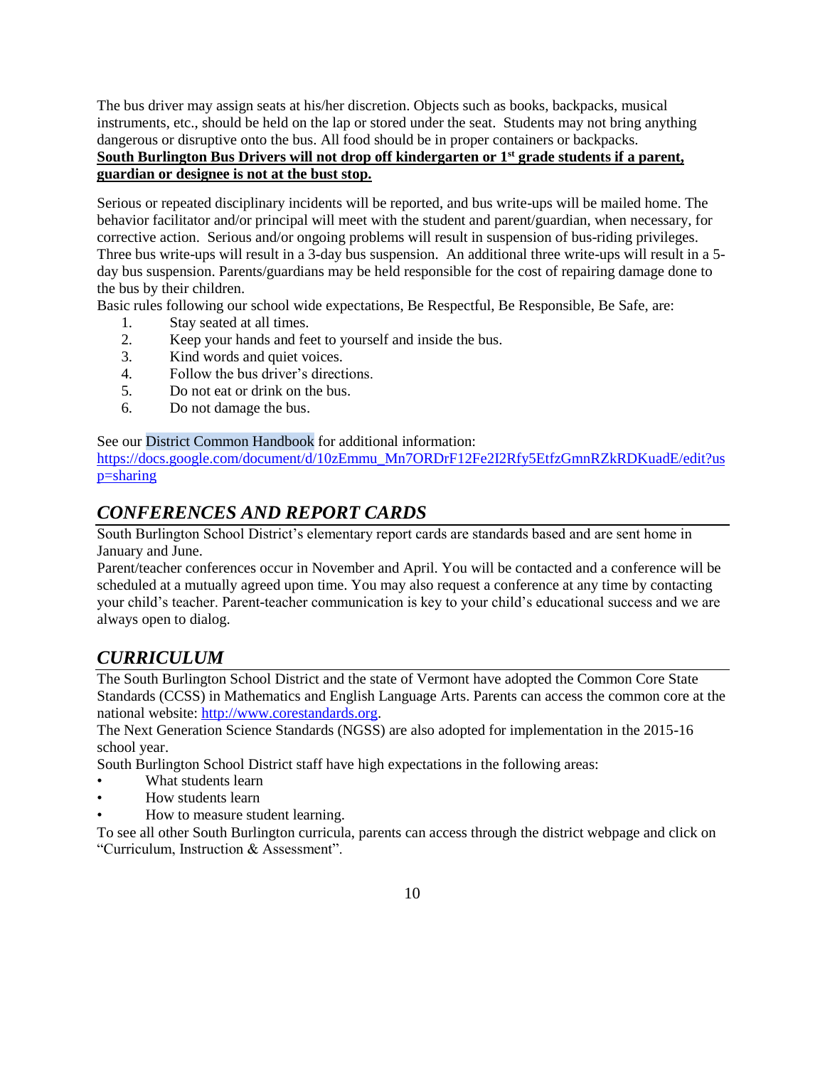The bus driver may assign seats at his/her discretion. Objects such as books, backpacks, musical instruments, etc., should be held on the lap or stored under the seat. Students may not bring anything dangerous or disruptive onto the bus. All food should be in proper containers or backpacks.
**South Burlington Bus Drivers will not drop off kindergarten or 1st grade students if a parent, guardian or designee is not at the bust stop.**

Serious or repeated disciplinary incidents will be reported, and bus write-ups will be mailed home. The behavior facilitator and/or principal will meet with the student and parent/guardian, when necessary, for corrective action. Serious and/or ongoing problems will result in suspension of bus-riding privileges. Three bus write-ups will result in a 3-day bus suspension. An additional three write-ups will result in a 5-day bus suspension. Parents/guardians may be held responsible for the cost of repairing damage done to the bus by their children.
Basic rules following our school wide expectations, Be Respectful, Be Responsible, Be Safe, are:

1. Stay seated at all times.
2. Keep your hands and feet to yourself and inside the bus.
3. Kind words and quiet voices.
4. Follow the bus driver's directions.
5. Do not eat or drink on the bus.
6. Do not damage the bus.

See our District Common Handbook for additional information:
https://docs.google.com/document/d/10zEmmu_Mn7ORDrF12Fe2I2Rfy5EtfzGmnRZkRDKuadE/edit?usp=sharing

## *CONFERENCES AND REPORT CARDS*

South Burlington School District's elementary report cards are standards based and are sent home in January and June.
Parent/teacher conferences occur in November and April. You will be contacted and a conference will be scheduled at a mutually agreed upon time. You may also request a conference at any time by contacting your child's teacher. Parent-teacher communication is key to your child's educational success and we are always open to dialog.

## *CURRICULUM*

The South Burlington School District and the state of Vermont have adopted the Common Core State Standards (CCSS) in Mathematics and English Language Arts. Parents can access the common core at the national website: http://www.corestandards.org.
The Next Generation Science Standards (NGSS) are also adopted for implementation in the 2015-16 school year.
South Burlington School District staff have high expectations in the following areas:

- What students learn
- How students learn
- How to measure student learning.

To see all other South Burlington curricula, parents can access through the district webpage and click on "Curriculum, Instruction & Assessment".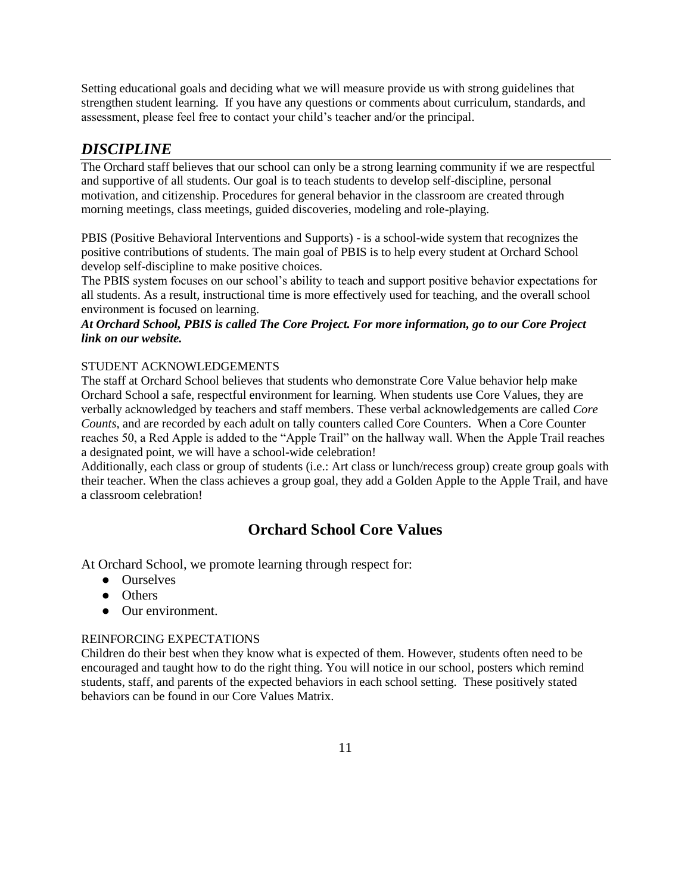Setting educational goals and deciding what we will measure provide us with strong guidelines that strengthen student learning. If you have any questions or comments about curriculum, standards, and assessment, please feel free to contact your child's teacher and/or the principal.

## *DISCIPLINE*

The Orchard staff believes that our school can only be a strong learning community if we are respectful and supportive of all students. Our goal is to teach students to develop self-discipline, personal motivation, and citizenship. Procedures for general behavior in the classroom are created through morning meetings, class meetings, guided discoveries, modeling and role-playing.

PBIS (Positive Behavioral Interventions and Supports) - is a school-wide system that recognizes the positive contributions of students. The main goal of PBIS is to help every student at Orchard School develop self-discipline to make positive choices.
The PBIS system focuses on our school's ability to teach and support positive behavior expectations for all students. As a result, instructional time is more effectively used for teaching, and the overall school environment is focused on learning.
***At Orchard School, PBIS is called The Core Project. For more information, go to our Core Project link on our website.***

STUDENT ACKNOWLEDGEMENTS
The staff at Orchard School believes that students who demonstrate Core Value behavior help make Orchard School a safe, respectful environment for learning. When students use Core Values, they are verbally acknowledged by teachers and staff members. These verbal acknowledgements are called *Core Counts*, and are recorded by each adult on tally counters called Core Counters. When a Core Counter reaches 50, a Red Apple is added to the "Apple Trail" on the hallway wall. When the Apple Trail reaches a designated point, we will have a school-wide celebration!
Additionally, each class or group of students (i.e.: Art class or lunch/recess group) create group goals with their teacher. When the class achieves a group goal, they add a Golden Apple to the Apple Trail, and have a classroom celebration!

### Orchard School Core Values

At Orchard School, we promote learning through respect for:

- Ourselves
- Others
- Our environment.

REINFORCING EXPECTATIONS
Children do their best when they know what is expected of them. However, students often need to be encouraged and taught how to do the right thing. You will notice in our school, posters which remind students, staff, and parents of the expected behaviors in each school setting. These positively stated behaviors can be found in our Core Values Matrix.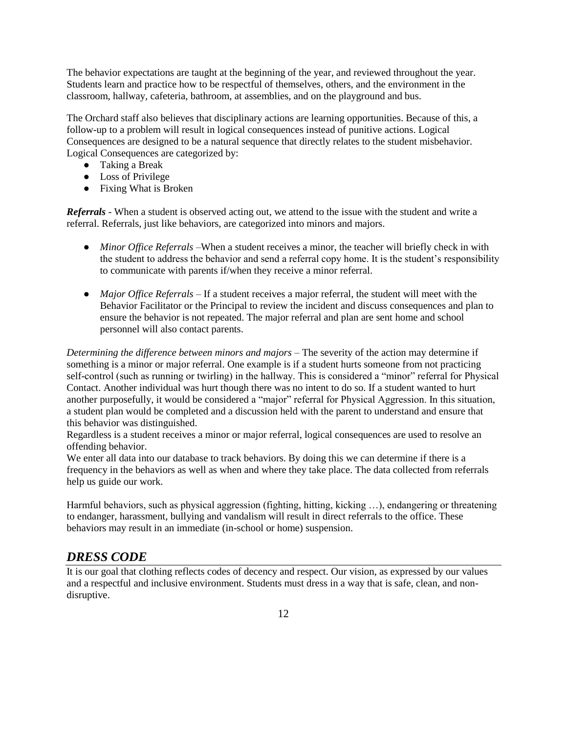The behavior expectations are taught at the beginning of the year, and reviewed throughout the year. Students learn and practice how to be respectful of themselves, others, and the environment in the classroom, hallway, cafeteria, bathroom, at assemblies, and on the playground and bus.

The Orchard staff also believes that disciplinary actions are learning opportunities. Because of this, a follow-up to a problem will result in logical consequences instead of punitive actions. Logical Consequences are designed to be a natural sequence that directly relates to the student misbehavior. Logical Consequences are categorized by:

- Taking a Break
- Loss of Privilege
- Fixing What is Broken

***Referrals*** - When a student is observed acting out, we attend to the issue with the student and write a referral. Referrals, just like behaviors, are categorized into minors and majors.

- *Minor Office Referrals* –When a student receives a minor, the teacher will briefly check in with the student to address the behavior and send a referral copy home. It is the student's responsibility to communicate with parents if/when they receive a minor referral.

- *Major Office Referrals* – If a student receives a major referral, the student will meet with the Behavior Facilitator or the Principal to review the incident and discuss consequences and plan to ensure the behavior is not repeated. The major referral and plan are sent home and school personnel will also contact parents.

*Determining the difference between minors and majors* – The severity of the action may determine if something is a minor or major referral. One example is if a student hurts someone from not practicing self-control (such as running or twirling) in the hallway. This is considered a "minor" referral for Physical Contact. Another individual was hurt though there was no intent to do so. If a student wanted to hurt another purposefully, it would be considered a "major" referral for Physical Aggression. In this situation, a student plan would be completed and a discussion held with the parent to understand and ensure that this behavior was distinguished.

Regardless is a student receives a minor or major referral, logical consequences are used to resolve an offending behavior.

We enter all data into our database to track behaviors. By doing this we can determine if there is a frequency in the behaviors as well as when and where they take place. The data collected from referrals help us guide our work.

Harmful behaviors, such as physical aggression (fighting, hitting, kicking …), endangering or threatening to endanger, harassment, bullying and vandalism will result in direct referrals to the office. These behaviors may result in an immediate (in-school or home) suspension.

## ***DRESS CODE***

It is our goal that clothing reflects codes of decency and respect. Our vision, as expressed by our values and a respectful and inclusive environment. Students must dress in a way that is safe, clean, and non-disruptive.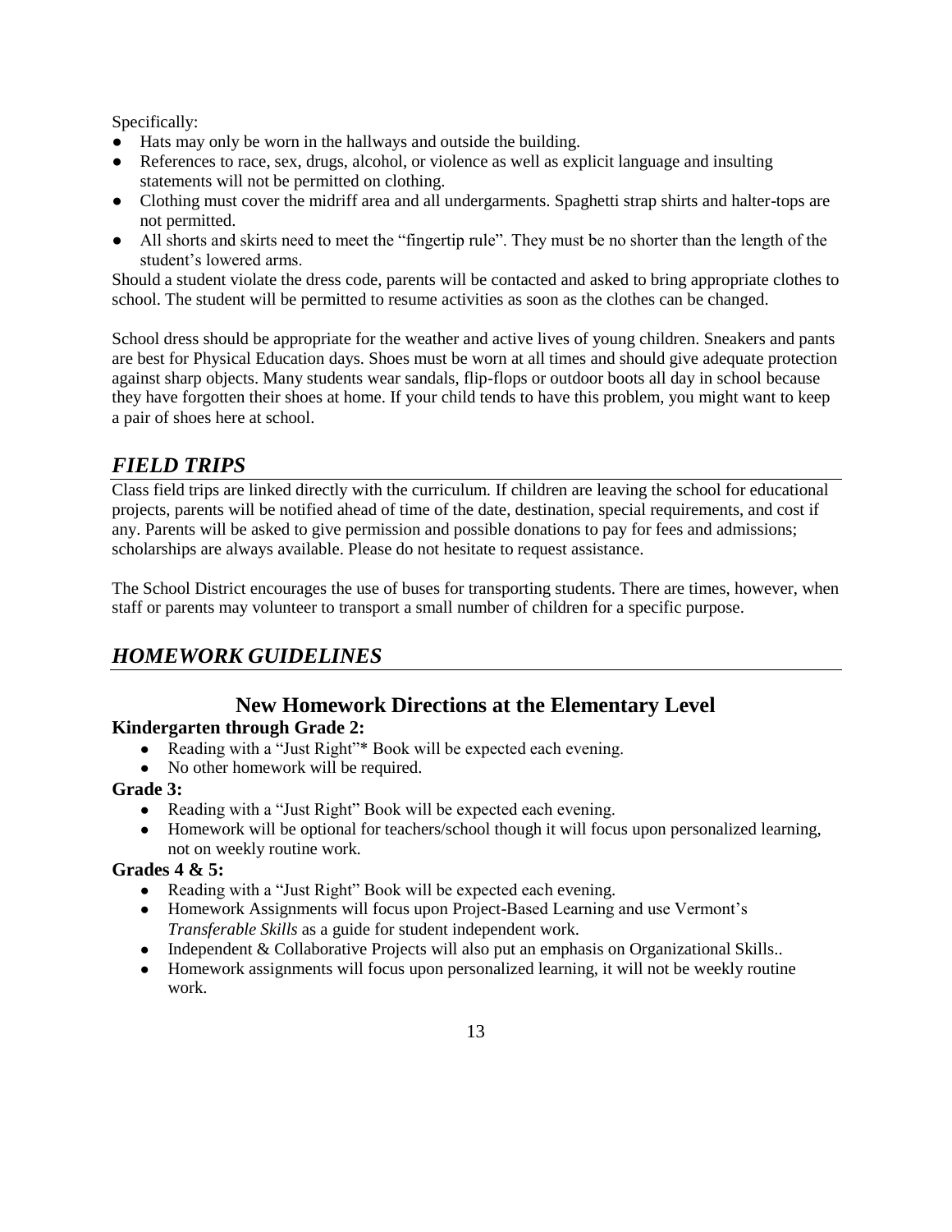Specifically:

- Hats may only be worn in the hallways and outside the building.
- References to race, sex, drugs, alcohol, or violence as well as explicit language and insulting statements will not be permitted on clothing.
- Clothing must cover the midriff area and all undergarments. Spaghetti strap shirts and halter-tops are not permitted.
- All shorts and skirts need to meet the "fingertip rule". They must be no shorter than the length of the student's lowered arms.

Should a student violate the dress code, parents will be contacted and asked to bring appropriate clothes to school. The student will be permitted to resume activities as soon as the clothes can be changed.

School dress should be appropriate for the weather and active lives of young children. Sneakers and pants are best for Physical Education days. Shoes must be worn at all times and should give adequate protection against sharp objects. Many students wear sandals, flip-flops or outdoor boots all day in school because they have forgotten their shoes at home. If your child tends to have this problem, you might want to keep a pair of shoes here at school.

## *FIELD TRIPS*

Class field trips are linked directly with the curriculum. If children are leaving the school for educational projects, parents will be notified ahead of time of the date, destination, special requirements, and cost if any. Parents will be asked to give permission and possible donations to pay for fees and admissions; scholarships are always available. Please do not hesitate to request assistance.

The School District encourages the use of buses for transporting students. There are times, however, when staff or parents may volunteer to transport a small number of children for a specific purpose.

## *HOMEWORK GUIDELINES*

### New Homework Directions at the Elementary Level

**Kindergarten through Grade 2:**

- Reading with a "Just Right"* Book will be expected each evening.
- No other homework will be required.

**Grade 3:**

- Reading with a "Just Right" Book will be expected each evening.
- Homework will be optional for teachers/school though it will focus upon personalized learning, not on weekly routine work.

**Grades 4 & 5:**

- Reading with a "Just Right" Book will be expected each evening.
- Homework Assignments will focus upon Project-Based Learning and use Vermont's *Transferable Skills* as a guide for student independent work.
- Independent & Collaborative Projects will also put an emphasis on Organizational Skills..
- Homework assignments will focus upon personalized learning, it will not be weekly routine work.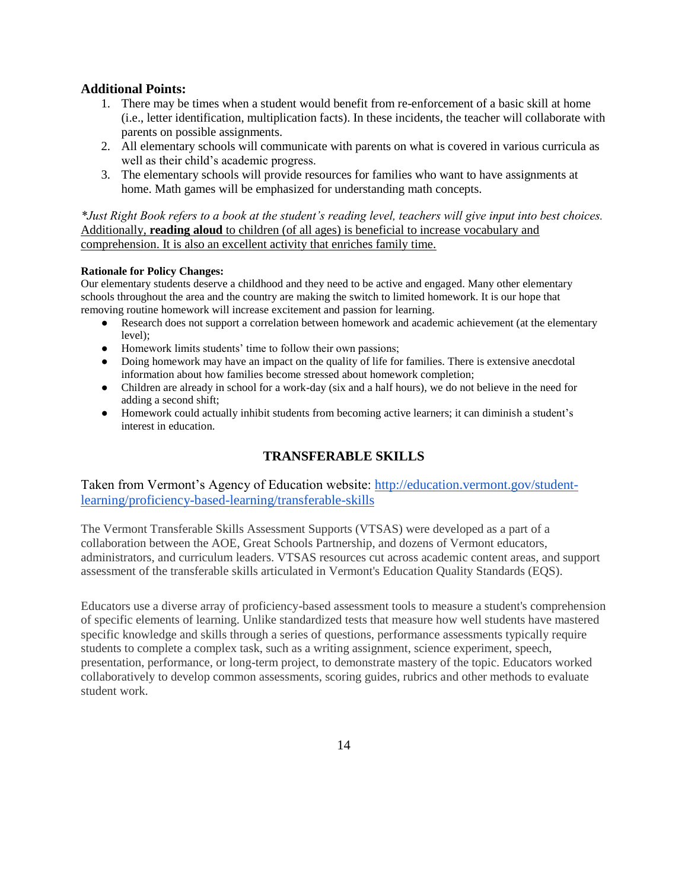### Additional Points:

1. There may be times when a student would benefit from re-enforcement of a basic skill at home (i.e., letter identification, multiplication facts). In these incidents, the teacher will collaborate with parents on possible assignments.
2. All elementary schools will communicate with parents on what is covered in various curricula as well as their child's academic progress.
3. The elementary schools will provide resources for families who want to have assignments at home. Math games will be emphasized for understanding math concepts.

**Just Right Book refers to a book at the student's reading level, teachers will give input into best choices.* Additionally, **reading aloud** to children (of all ages) is beneficial to increase vocabulary and comprehension. It is also an excellent activity that enriches family time.

**Rationale for Policy Changes:**

Our elementary students deserve a childhood and they need to be active and engaged. Many other elementary schools throughout the area and the country are making the switch to limited homework. It is our hope that removing routine homework will increase excitement and passion for learning.

- Research does not support a correlation between homework and academic achievement (at the elementary level);
- Homework limits students' time to follow their own passions;
- Doing homework may have an impact on the quality of life for families. There is extensive anecdotal information about how families become stressed about homework completion;
- Children are already in school for a work-day (six and a half hours), we do not believe in the need for adding a second shift;
- Homework could actually inhibit students from becoming active learners; it can diminish a student's interest in education.

## TRANSFERABLE SKILLS

Taken from Vermont's Agency of Education website: [http://education.vermont.gov/student-learning/proficiency-based-learning/transferable-skills](http://education.vermont.gov/student-learning/proficiency-based-learning/transferable-skills)

The Vermont Transferable Skills Assessment Supports (VTSAS) were developed as a part of a collaboration between the AOE, Great Schools Partnership, and dozens of Vermont educators, administrators, and curriculum leaders. VTSAS resources cut across academic content areas, and support assessment of the transferable skills articulated in Vermont's Education Quality Standards (EQS).

Educators use a diverse array of proficiency-based assessment tools to measure a student's comprehension of specific elements of learning. Unlike standardized tests that measure how well students have mastered specific knowledge and skills through a series of questions, performance assessments typically require students to complete a complex task, such as a writing assignment, science experiment, speech, presentation, performance, or long-term project, to demonstrate mastery of the topic. Educators worked collaboratively to develop common assessments, scoring guides, rubrics and other methods to evaluate student work.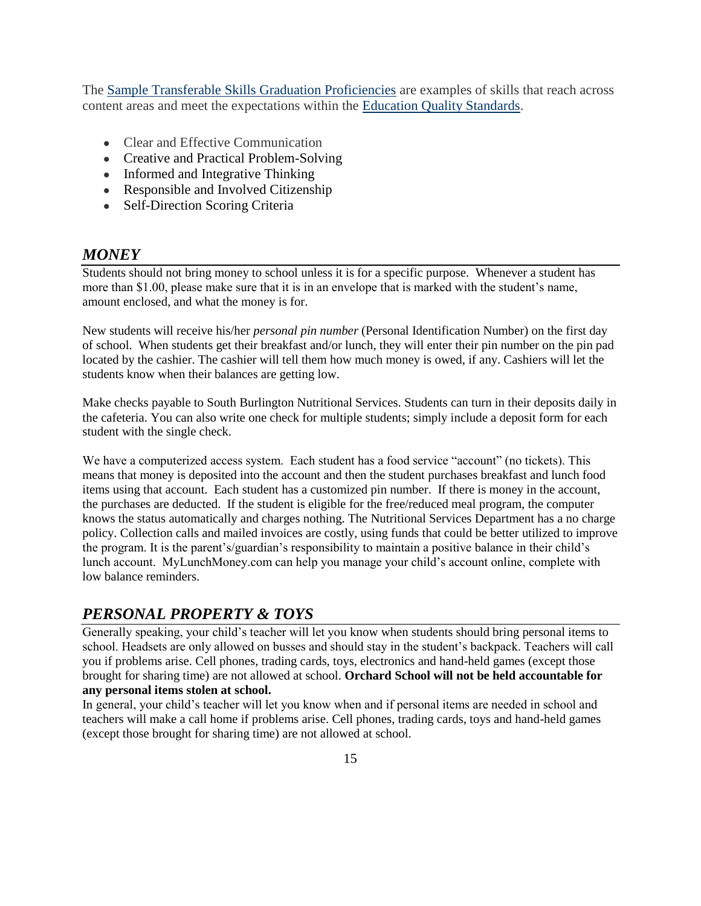The [Sample Transferable Skills Graduation Proficiencies] are examples of skills that reach across content areas and meet the expectations within the [Education Quality Standards].

- Clear and Effective Communication
- Creative and Practical Problem-Solving
- Informed and Integrative Thinking
- Responsible and Involved Citizenship
- Self-Direction Scoring Criteria

## *MONEY*

Students should not bring money to school unless it is for a specific purpose. Whenever a student has more than $1.00, please make sure that it is in an envelope that is marked with the student's name, amount enclosed, and what the money is for.

New students will receive his/her *personal pin number* (Personal Identification Number) on the first day of school. When students get their breakfast and/or lunch, they will enter their pin number on the pin pad located by the cashier. The cashier will tell them how much money is owed, if any. Cashiers will let the students know when their balances are getting low.

Make checks payable to South Burlington Nutritional Services. Students can turn in their deposits daily in the cafeteria. You can also write one check for multiple students; simply include a deposit form for each student with the single check.

We have a computerized access system. Each student has a food service "account" (no tickets). This means that money is deposited into the account and then the student purchases breakfast and lunch food items using that account. Each student has a customized pin number. If there is money in the account, the purchases are deducted. If the student is eligible for the free/reduced meal program, the computer knows the status automatically and charges nothing. The Nutritional Services Department has a no charge policy. Collection calls and mailed invoices are costly, using funds that could be better utilized to improve the program. It is the parent's/guardian's responsibility to maintain a positive balance in their child's lunch account. MyLunchMoney.com can help you manage your child's account online, complete with low balance reminders.

## *PERSONAL PROPERTY & TOYS*

Generally speaking, your child's teacher will let you know when students should bring personal items to school. Headsets are only allowed on busses and should stay in the student's backpack. Teachers will call you if problems arise. Cell phones, trading cards, toys, electronics and hand-held games (except those brought for sharing time) are not allowed at school. **Orchard School will not be held accountable for any personal items stolen at school.**

In general, your child's teacher will let you know when and if personal items are needed in school and teachers will make a call home if problems arise. Cell phones, trading cards, toys and hand-held games (except those brought for sharing time) are not allowed at school.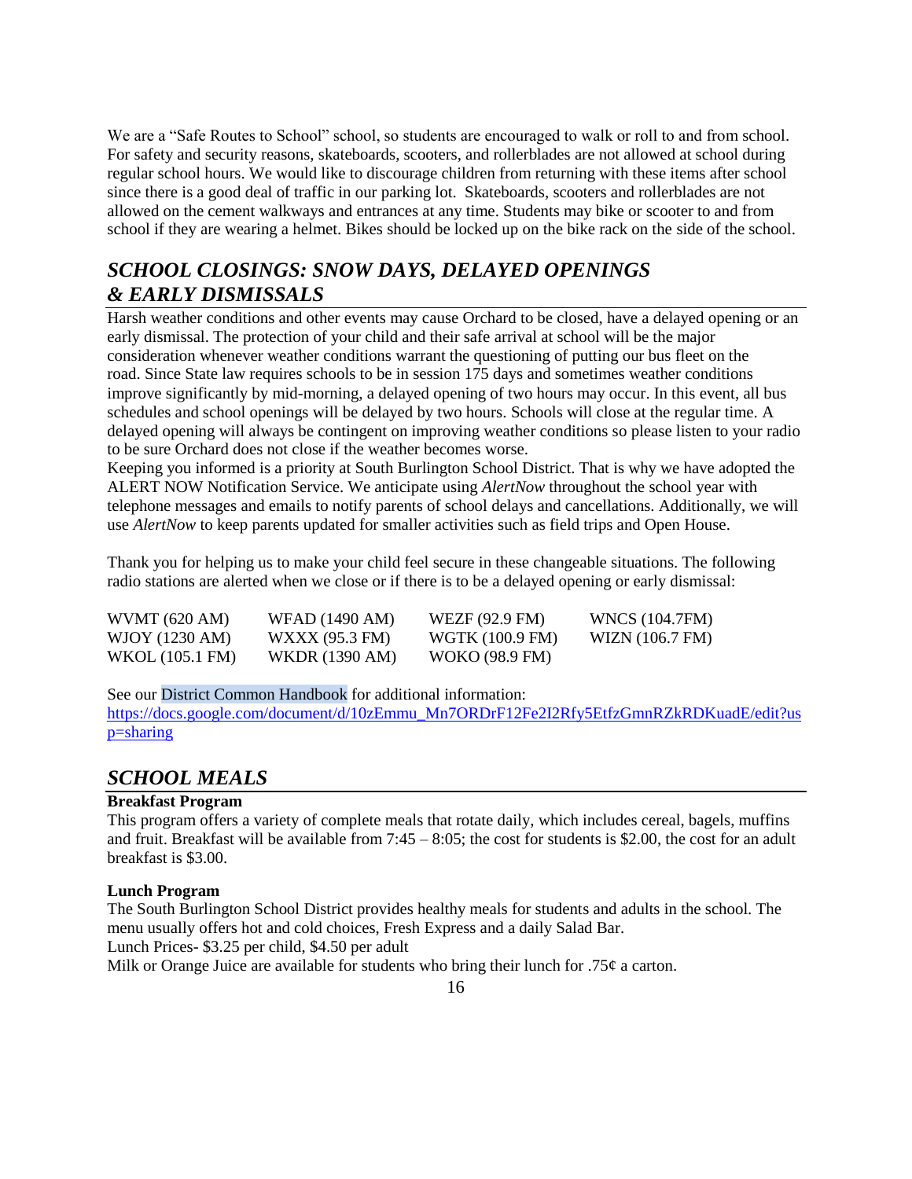We are a "Safe Routes to School" school, so students are encouraged to walk or roll to and from school. For safety and security reasons, skateboards, scooters, and rollerblades are not allowed at school during regular school hours. We would like to discourage children from returning with these items after school since there is a good deal of traffic in our parking lot. Skateboards, scooters and rollerblades are not allowed on the cement walkways and entrances at any time. Students may bike or scooter to and from school if they are wearing a helmet. Bikes should be locked up on the bike rack on the side of the school.

## *SCHOOL CLOSINGS: SNOW DAYS, DELAYED OPENINGS & EARLY DISMISSALS*

Harsh weather conditions and other events may cause Orchard to be closed, have a delayed opening or an early dismissal. The protection of your child and their safe arrival at school will be the major consideration whenever weather conditions warrant the questioning of putting our bus fleet on the road. Since State law requires schools to be in session 175 days and sometimes weather conditions improve significantly by mid-morning, a delayed opening of two hours may occur. In this event, all bus schedules and school openings will be delayed by two hours. Schools will close at the regular time. A delayed opening will always be contingent on improving weather conditions so please listen to your radio to be sure Orchard does not close if the weather becomes worse.

Keeping you informed is a priority at South Burlington School District. That is why we have adopted the ALERT NOW Notification Service. We anticipate using *AlertNow* throughout the school year with telephone messages and emails to notify parents of school delays and cancellations. Additionally, we will use *AlertNow* to keep parents updated for smaller activities such as field trips and Open House.

Thank you for helping us to make your child feel secure in these changeable situations. The following radio stations are alerted when we close or if there is to be a delayed opening or early dismissal:

| | | | |
|---|---|---|---|
| WVMT (620 AM) | WFAD (1490 AM) | WEZF (92.9 FM) | WNCS (104.7FM) |
| WJOY (1230 AM) | WXXX (95.3 FM) | WGTK (100.9 FM) | WIZN (106.7 FM) |
| WKOL (105.1 FM) | WKDR (1390 AM) | WOKO (98.9 FM) | |

See our District Common Handbook for additional information:
https://docs.google.com/document/d/10zEmmu_Mn7ORDrF12Fe2I2Rfy5EtfzGmnRZkRDKuadE/edit?usp=sharing

## *SCHOOL MEALS*

**Breakfast Program**

This program offers a variety of complete meals that rotate daily, which includes cereal, bagels, muffins and fruit. Breakfast will be available from 7:45 – 8:05; the cost for students is $2.00, the cost for an adult breakfast is $3.00.

**Lunch Program**

The South Burlington School District provides healthy meals for students and adults in the school. The menu usually offers hot and cold choices, Fresh Express and a daily Salad Bar.

Lunch Prices- $3.25 per child, $4.50 per adult

Milk or Orange Juice are available for students who bring their lunch for .75¢ a carton.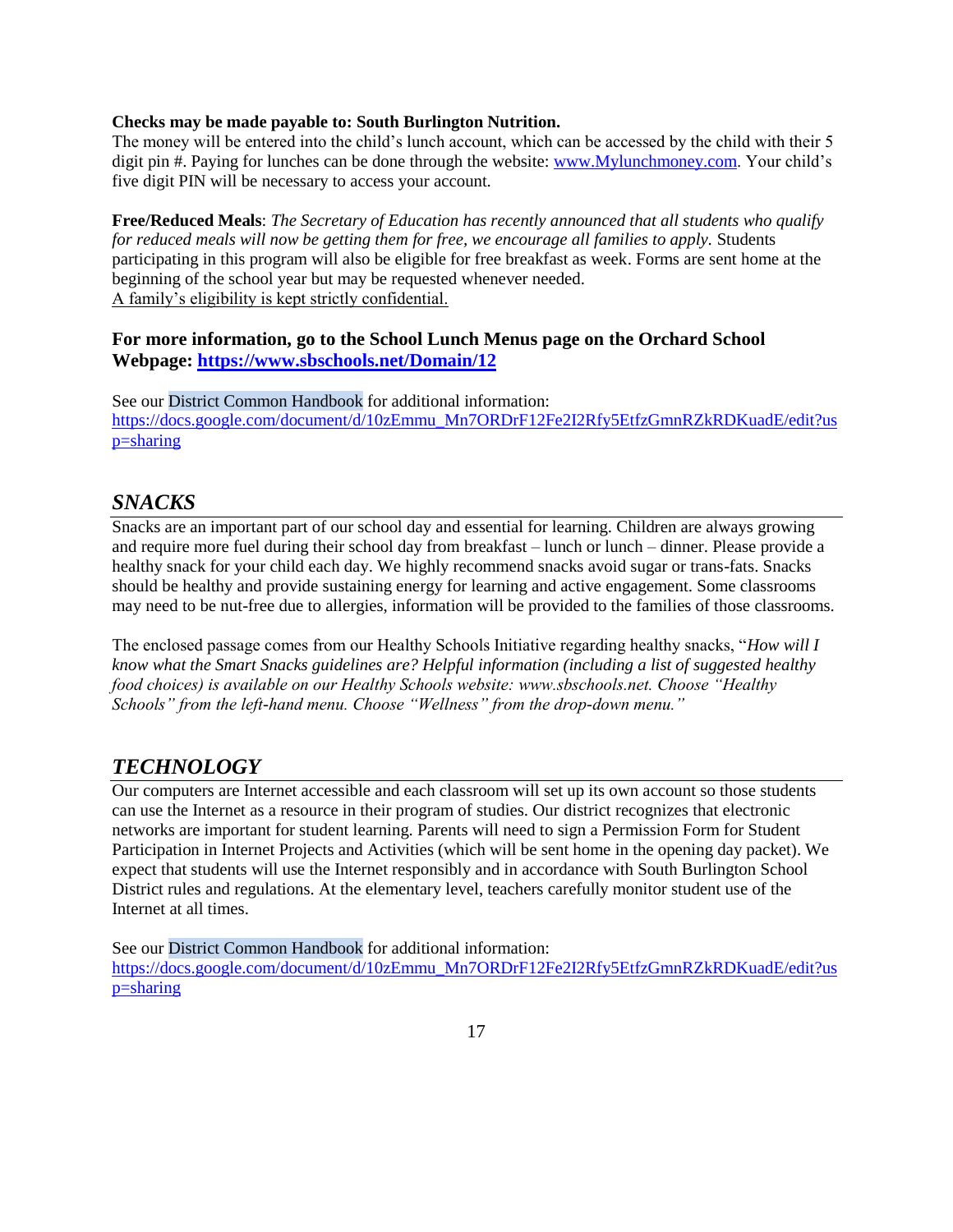**Checks may be made payable to: South Burlington Nutrition.**
The money will be entered into the child's lunch account, which can be accessed by the child with their 5 digit pin #. Paying for lunches can be done through the website: [www.Mylunchmoney.com](www.Mylunchmoney.com). Your child's five digit PIN will be necessary to access your account.

**Free/Reduced Meals**: *The Secretary of Education has recently announced that all students who qualify for reduced meals will now be getting them for free, we encourage all families to apply.* Students participating in this program will also be eligible for free breakfast as week. Forms are sent home at the beginning of the school year but may be requested whenever needed.
A family's eligibility is kept strictly confidential.

### For more information, go to the School Lunch Menus page on the Orchard School Webpage: [https://www.sbschools.net/Domain/12](https://www.sbschools.net/Domain/12)

See our District Common Handbook for additional information:
[https://docs.google.com/document/d/10zEmmu_Mn7ORDrF12Fe2I2Rfy5EtfzGmnRZkRDKuadE/edit?usp=sharing](https://docs.google.com/document/d/10zEmmu_Mn7ORDrF12Fe2I2Rfy5EtfzGmnRZkRDKuadE/edit?usp=sharing)

## *SNACKS*

Snacks are an important part of our school day and essential for learning. Children are always growing and require more fuel during their school day from breakfast – lunch or lunch – dinner. Please provide a healthy snack for your child each day. We highly recommend snacks avoid sugar or trans-fats. Snacks should be healthy and provide sustaining energy for learning and active engagement. Some classrooms may need to be nut-free due to allergies, information will be provided to the families of those classrooms.

The enclosed passage comes from our Healthy Schools Initiative regarding healthy snacks, "*How will I know what the Smart Snacks guidelines are? Helpful information (including a list of suggested healthy food choices) is available on our Healthy Schools website: www.sbschools.net. Choose "Healthy Schools" from the left-hand menu. Choose "Wellness" from the drop-down menu."*

## *TECHNOLOGY*

Our computers are Internet accessible and each classroom will set up its own account so those students can use the Internet as a resource in their program of studies. Our district recognizes that electronic networks are important for student learning. Parents will need to sign a Permission Form for Student Participation in Internet Projects and Activities (which will be sent home in the opening day packet). We expect that students will use the Internet responsibly and in accordance with South Burlington School District rules and regulations. At the elementary level, teachers carefully monitor student use of the Internet at all times.

See our District Common Handbook for additional information:
[https://docs.google.com/document/d/10zEmmu_Mn7ORDrF12Fe2I2Rfy5EtfzGmnRZkRDKuadE/edit?usp=sharing](https://docs.google.com/document/d/10zEmmu_Mn7ORDrF12Fe2I2Rfy5EtfzGmnRZkRDKuadE/edit?usp=sharing)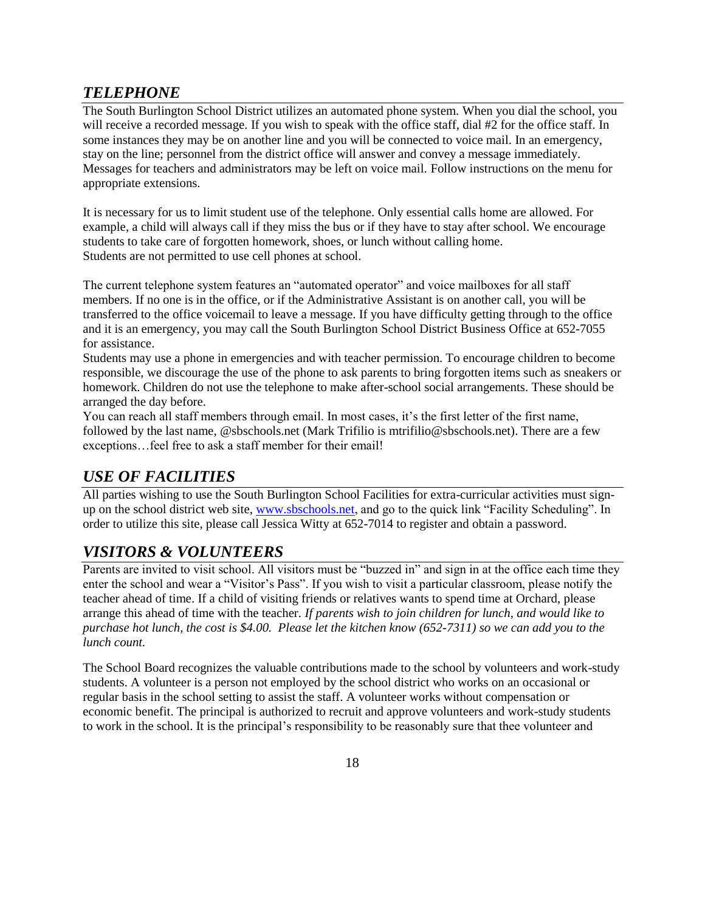## *TELEPHONE*

The South Burlington School District utilizes an automated phone system. When you dial the school, you will receive a recorded message. If you wish to speak with the office staff, dial #2 for the office staff. In some instances they may be on another line and you will be connected to voice mail. In an emergency, stay on the line; personnel from the district office will answer and convey a message immediately. Messages for teachers and administrators may be left on voice mail. Follow instructions on the menu for appropriate extensions.

It is necessary for us to limit student use of the telephone. Only essential calls home are allowed. For example, a child will always call if they miss the bus or if they have to stay after school. We encourage students to take care of forgotten homework, shoes, or lunch without calling home.
Students are not permitted to use cell phones at school.

The current telephone system features an "automated operator" and voice mailboxes for all staff members. If no one is in the office, or if the Administrative Assistant is on another call, you will be transferred to the office voicemail to leave a message. If you have difficulty getting through to the office and it is an emergency, you may call the South Burlington School District Business Office at 652-7055 for assistance.
Students may use a phone in emergencies and with teacher permission. To encourage children to become responsible, we discourage the use of the phone to ask parents to bring forgotten items such as sneakers or homework. Children do not use the telephone to make after-school social arrangements. These should be arranged the day before.
You can reach all staff members through email. In most cases, it's the first letter of the first name, followed by the last name, @sbschools.net (Mark Trifilio is mtrifilio@sbschools.net). There are a few exceptions…feel free to ask a staff member for their email!

## *USE OF FACILITIES*

All parties wishing to use the South Burlington School Facilities for extra-curricular activities must sign-up on the school district web site, [www.sbschools.net](www.sbschools.net), and go to the quick link "Facility Scheduling". In order to utilize this site, please call Jessica Witty at 652-7014 to register and obtain a password.

## *VISITORS & VOLUNTEERS*

Parents are invited to visit school. All visitors must be "buzzed in" and sign in at the office each time they enter the school and wear a "Visitor's Pass". If you wish to visit a particular classroom, please notify the teacher ahead of time. If a child of visiting friends or relatives wants to spend time at Orchard, please arrange this ahead of time with the teacher. *If parents wish to join children for lunch, and would like to purchase hot lunch, the cost is $4.00. Please let the kitchen know (652-7311) so we can add you to the lunch count.*

The School Board recognizes the valuable contributions made to the school by volunteers and work-study students. A volunteer is a person not employed by the school district who works on an occasional or regular basis in the school setting to assist the staff. A volunteer works without compensation or economic benefit. The principal is authorized to recruit and approve volunteers and work-study students to work in the school. It is the principal's responsibility to be reasonably sure that thee volunteer and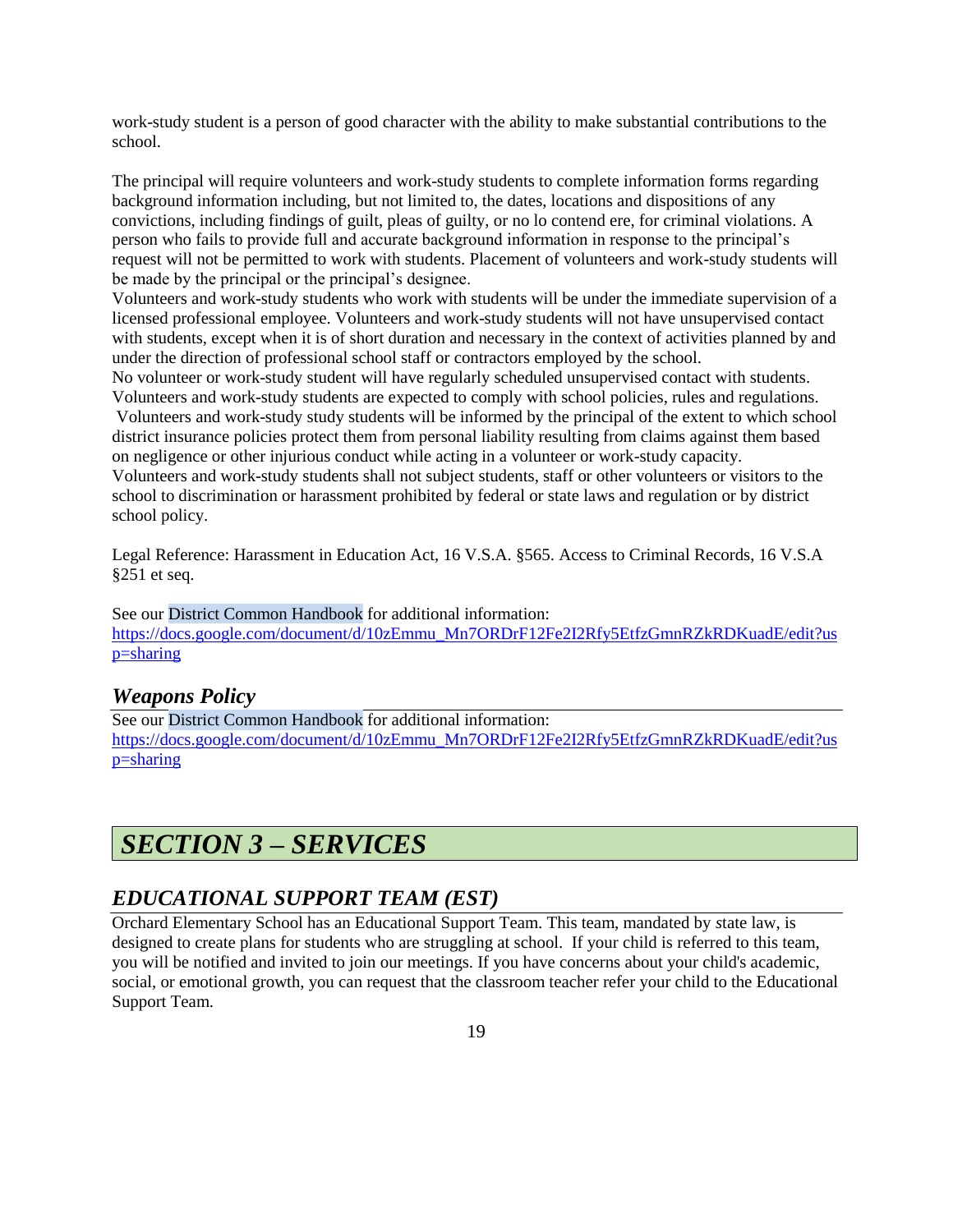work-study student is a person of good character with the ability to make substantial contributions to the school.

The principal will require volunteers and work-study students to complete information forms regarding background information including, but not limited to, the dates, locations and dispositions of any convictions, including findings of guilt, pleas of guilty, or no lo contend ere, for criminal violations. A person who fails to provide full and accurate background information in response to the principal's request will not be permitted to work with students. Placement of volunteers and work-study students will be made by the principal or the principal's designee.
Volunteers and work-study students who work with students will be under the immediate supervision of a licensed professional employee. Volunteers and work-study students will not have unsupervised contact with students, except when it is of short duration and necessary in the context of activities planned by and under the direction of professional school staff or contractors employed by the school.
No volunteer or work-study student will have regularly scheduled unsupervised contact with students.
Volunteers and work-study students are expected to comply with school policies, rules and regulations.
Volunteers and work-study study students will be informed by the principal of the extent to which school district insurance policies protect them from personal liability resulting from claims against them based on negligence or other injurious conduct while acting in a volunteer or work-study capacity.
Volunteers and work-study students shall not subject students, staff or other volunteers or visitors to the school to discrimination or harassment prohibited by federal or state laws and regulation or by district school policy.

Legal Reference: Harassment in Education Act, 16 V.S.A. §565. Access to Criminal Records, 16 V.S.A §251 et seq.

See our District Common Handbook for additional information:
https://docs.google.com/document/d/10zEmmu_Mn7ORDrF12Fe2I2Rfy5EtfzGmnRZkRDKuadE/edit?usp=sharing

## *Weapons Policy*

See our District Common Handbook for additional information:
https://docs.google.com/document/d/10zEmmu_Mn7ORDrF12Fe2I2Rfy5EtfzGmnRZkRDKuadE/edit?usp=sharing

# *SECTION 3 – SERVICES*

## *EDUCATIONAL SUPPORT TEAM (EST)*

Orchard Elementary School has an Educational Support Team. This team, mandated by state law, is designed to create plans for students who are struggling at school. If your child is referred to this team, you will be notified and invited to join our meetings. If you have concerns about your child's academic, social, or emotional growth, you can request that the classroom teacher refer your child to the Educational Support Team.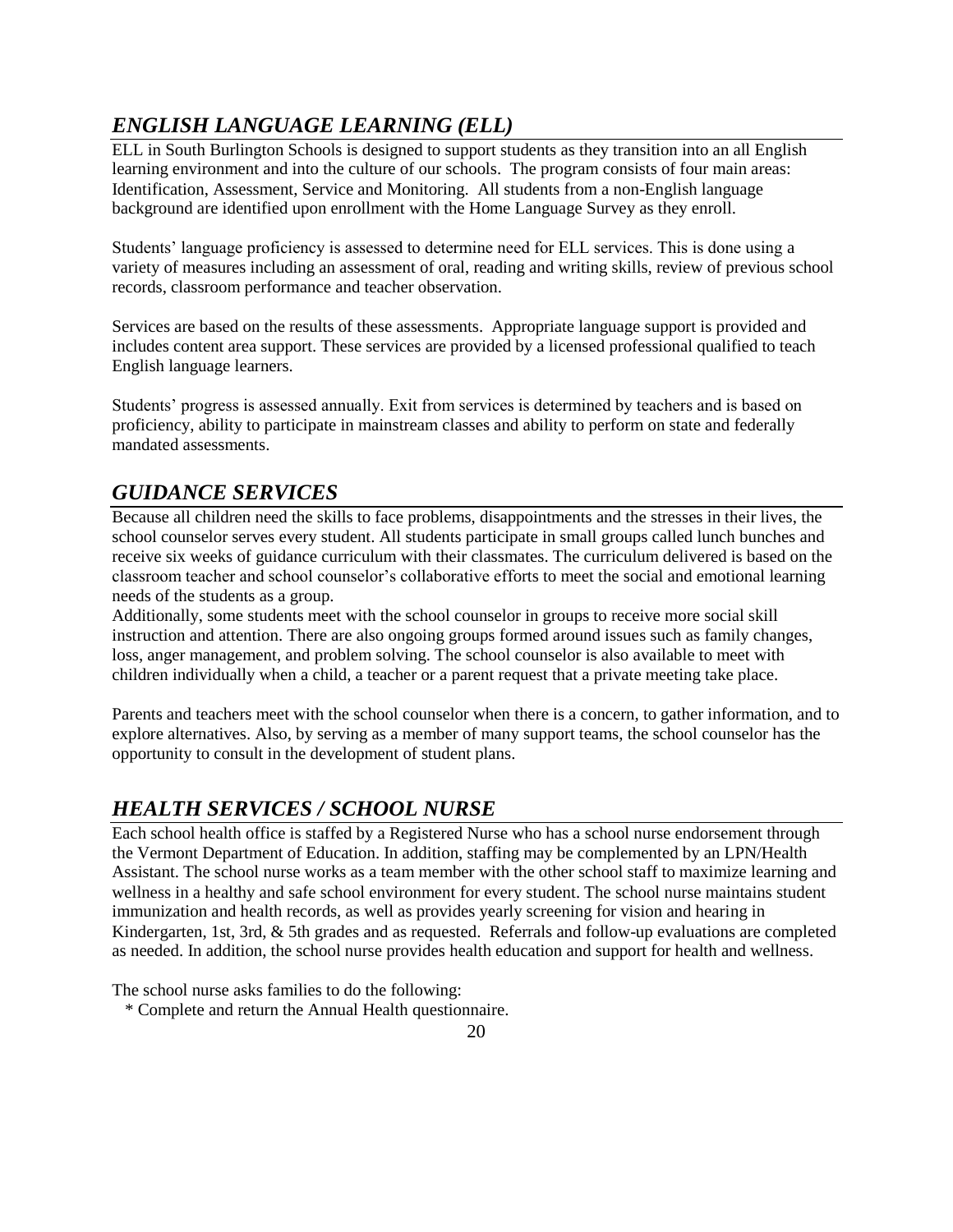## *ENGLISH LANGUAGE LEARNING (ELL)*

ELL in South Burlington Schools is designed to support students as they transition into an all English learning environment and into the culture of our schools. The program consists of four main areas: Identification, Assessment, Service and Monitoring. All students from a non-English language background are identified upon enrollment with the Home Language Survey as they enroll.

Students' language proficiency is assessed to determine need for ELL services. This is done using a variety of measures including an assessment of oral, reading and writing skills, review of previous school records, classroom performance and teacher observation.

Services are based on the results of these assessments. Appropriate language support is provided and includes content area support. These services are provided by a licensed professional qualified to teach English language learners.

Students' progress is assessed annually. Exit from services is determined by teachers and is based on proficiency, ability to participate in mainstream classes and ability to perform on state and federally mandated assessments.

## *GUIDANCE SERVICES*

Because all children need the skills to face problems, disappointments and the stresses in their lives, the school counselor serves every student. All students participate in small groups called lunch bunches and receive six weeks of guidance curriculum with their classmates. The curriculum delivered is based on the classroom teacher and school counselor's collaborative efforts to meet the social and emotional learning needs of the students as a group.
Additionally, some students meet with the school counselor in groups to receive more social skill instruction and attention. There are also ongoing groups formed around issues such as family changes, loss, anger management, and problem solving. The school counselor is also available to meet with children individually when a child, a teacher or a parent request that a private meeting take place.

Parents and teachers meet with the school counselor when there is a concern, to gather information, and to explore alternatives. Also, by serving as a member of many support teams, the school counselor has the opportunity to consult in the development of student plans.

## *HEALTH SERVICES / SCHOOL NURSE*

Each school health office is staffed by a Registered Nurse who has a school nurse endorsement through the Vermont Department of Education. In addition, staffing may be complemented by an LPN/Health Assistant. The school nurse works as a team member with the other school staff to maximize learning and wellness in a healthy and safe school environment for every student. The school nurse maintains student immunization and health records, as well as provides yearly screening for vision and hearing in Kindergarten, 1st, 3rd, & 5th grades and as requested. Referrals and follow-up evaluations are completed as needed. In addition, the school nurse provides health education and support for health and wellness.

The school nurse asks families to do the following:

* Complete and return the Annual Health questionnaire.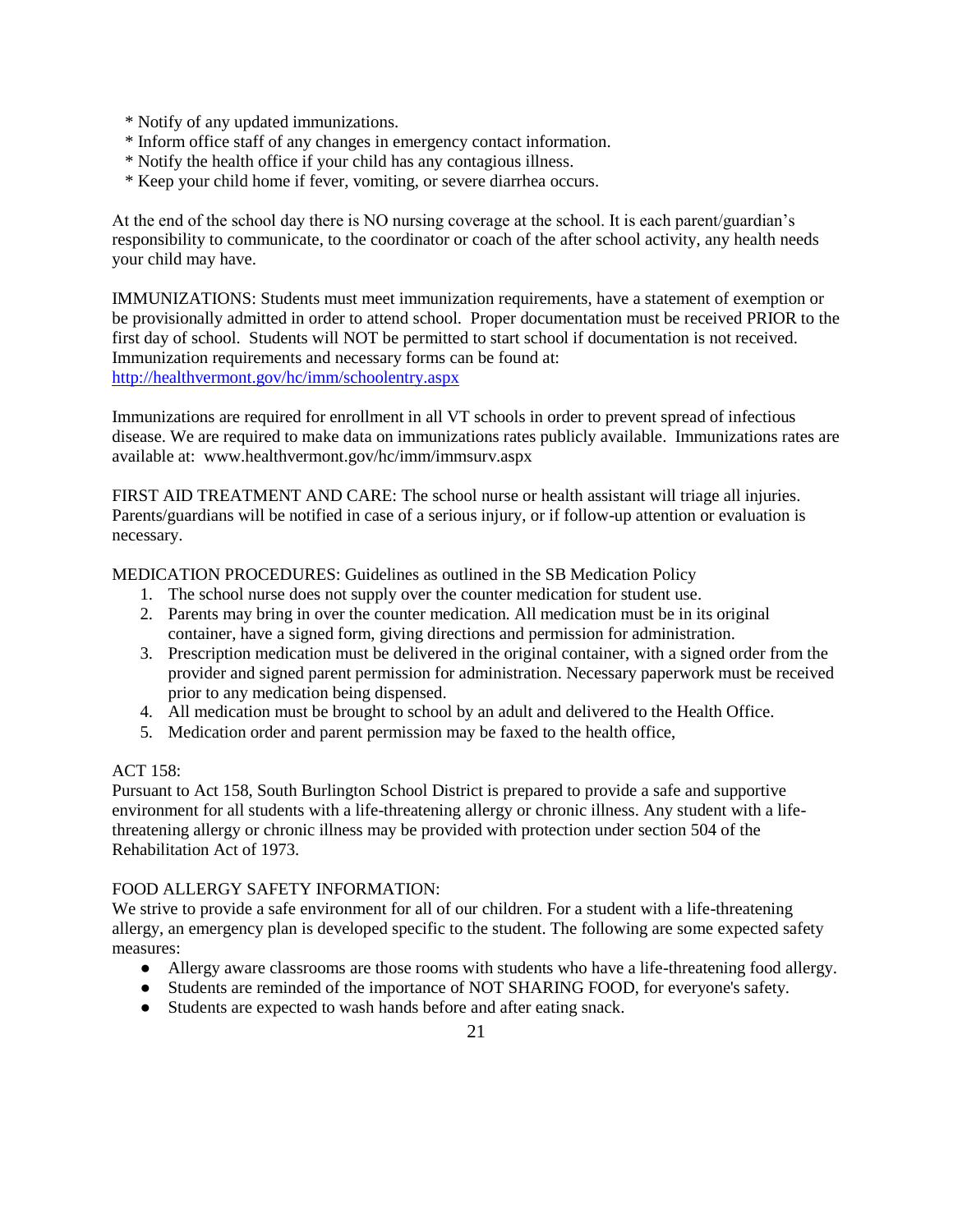* Notify of any updated immunizations.
* Inform office staff of any changes in emergency contact information.
* Notify the health office if your child has any contagious illness.
* Keep your child home if fever, vomiting, or severe diarrhea occurs.

At the end of the school day there is NO nursing coverage at the school. It is each parent/guardian's responsibility to communicate, to the coordinator or coach of the after school activity, any health needs your child may have.

IMMUNIZATIONS: Students must meet immunization requirements, have a statement of exemption or be provisionally admitted in order to attend school. Proper documentation must be received PRIOR to the first day of school. Students will NOT be permitted to start school if documentation is not received. Immunization requirements and necessary forms can be found at: [http://healthvermont.gov/hc/imm/schoolentry.aspx](http://healthvermont.gov/hc/imm/schoolentry.aspx)

Immunizations are required for enrollment in all VT schools in order to prevent spread of infectious disease. We are required to make data on immunizations rates publicly available. Immunizations rates are available at: www.healthvermont.gov/hc/imm/immsurv.aspx

FIRST AID TREATMENT AND CARE: The school nurse or health assistant will triage all injuries. Parents/guardians will be notified in case of a serious injury, or if follow-up attention or evaluation is necessary.

MEDICATION PROCEDURES: Guidelines as outlined in the SB Medication Policy

1. The school nurse does not supply over the counter medication for student use.
2. Parents may bring in over the counter medication. All medication must be in its original container, have a signed form, giving directions and permission for administration.
3. Prescription medication must be delivered in the original container, with a signed order from the provider and signed parent permission for administration. Necessary paperwork must be received prior to any medication being dispensed.
4. All medication must be brought to school by an adult and delivered to the Health Office.
5. Medication order and parent permission may be faxed to the health office,

ACT 158:
Pursuant to Act 158, South Burlington School District is prepared to provide a safe and supportive environment for all students with a life-threatening allergy or chronic illness. Any student with a life-threatening allergy or chronic illness may be provided with protection under section 504 of the Rehabilitation Act of 1973.

FOOD ALLERGY SAFETY INFORMATION:
We strive to provide a safe environment for all of our children. For a student with a life-threatening allergy, an emergency plan is developed specific to the student. The following are some expected safety measures:

- Allergy aware classrooms are those rooms with students who have a life-threatening food allergy.
- Students are reminded of the importance of NOT SHARING FOOD, for everyone's safety.
- Students are expected to wash hands before and after eating snack.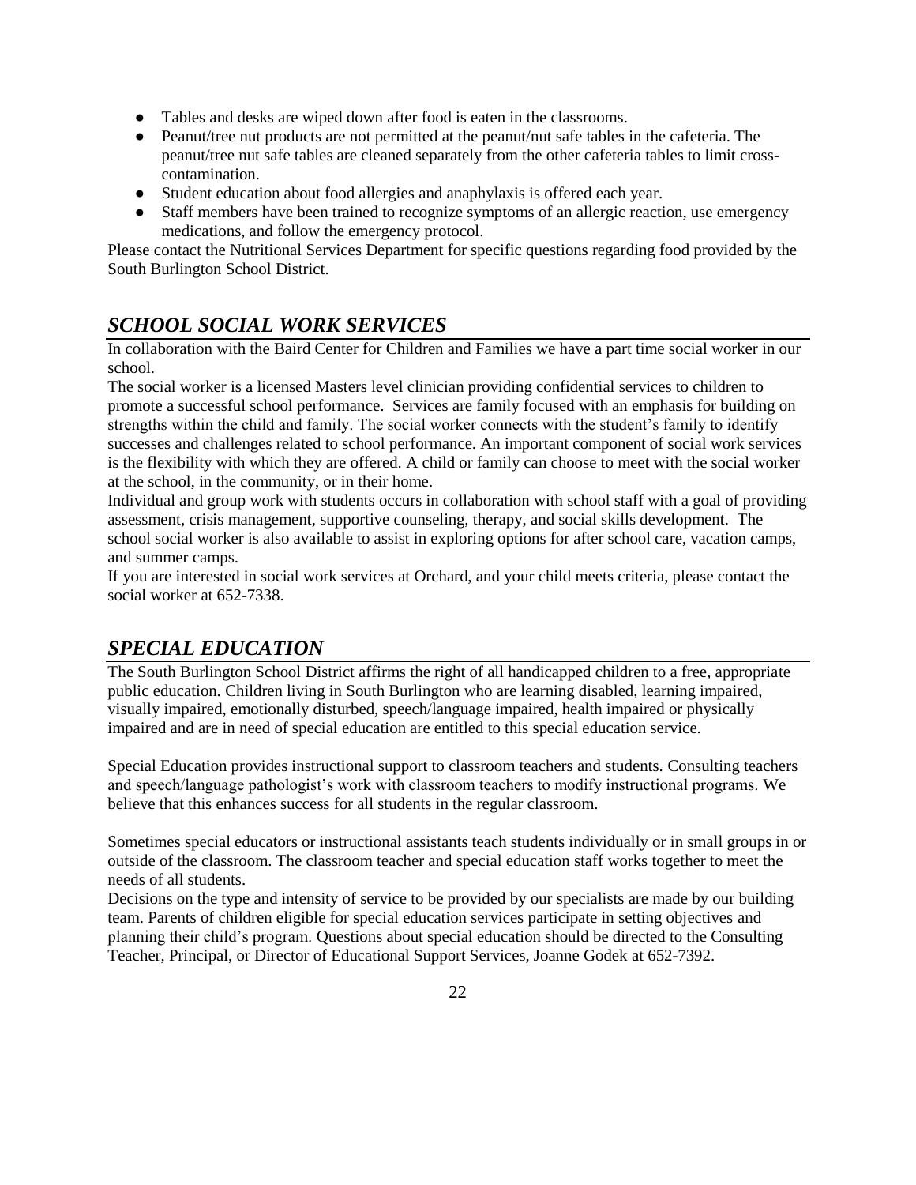- Tables and desks are wiped down after food is eaten in the classrooms.
- Peanut/tree nut products are not permitted at the peanut/nut safe tables in the cafeteria. The peanut/tree nut safe tables are cleaned separately from the other cafeteria tables to limit cross-contamination.
- Student education about food allergies and anaphylaxis is offered each year.
- Staff members have been trained to recognize symptoms of an allergic reaction, use emergency medications, and follow the emergency protocol.

Please contact the Nutritional Services Department for specific questions regarding food provided by the South Burlington School District.

## *SCHOOL SOCIAL WORK SERVICES*

In collaboration with the Baird Center for Children and Families we have a part time social worker in our school.

The social worker is a licensed Masters level clinician providing confidential services to children to promote a successful school performance. Services are family focused with an emphasis for building on strengths within the child and family. The social worker connects with the student's family to identify successes and challenges related to school performance. An important component of social work services is the flexibility with which they are offered. A child or family can choose to meet with the social worker at the school, in the community, or in their home.

Individual and group work with students occurs in collaboration with school staff with a goal of providing assessment, crisis management, supportive counseling, therapy, and social skills development. The school social worker is also available to assist in exploring options for after school care, vacation camps, and summer camps.

If you are interested in social work services at Orchard, and your child meets criteria, please contact the social worker at 652-7338.

## *SPECIAL EDUCATION*

The South Burlington School District affirms the right of all handicapped children to a free, appropriate public education. Children living in South Burlington who are learning disabled, learning impaired, visually impaired, emotionally disturbed, speech/language impaired, health impaired or physically impaired and are in need of special education are entitled to this special education service.

Special Education provides instructional support to classroom teachers and students. Consulting teachers and speech/language pathologist's work with classroom teachers to modify instructional programs. We believe that this enhances success for all students in the regular classroom.

Sometimes special educators or instructional assistants teach students individually or in small groups in or outside of the classroom. The classroom teacher and special education staff works together to meet the needs of all students.

Decisions on the type and intensity of service to be provided by our specialists are made by our building team. Parents of children eligible for special education services participate in setting objectives and planning their child's program. Questions about special education should be directed to the Consulting Teacher, Principal, or Director of Educational Support Services, Joanne Godek at 652-7392.